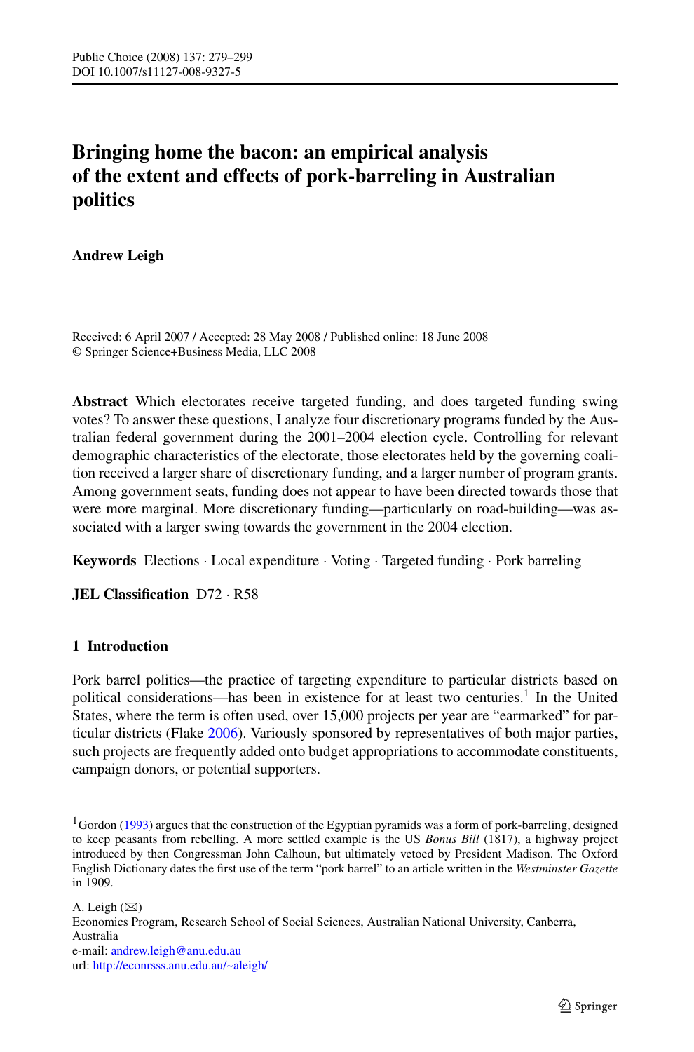# Bringing home the bacon: an empirical analysis of the extent and effects of pork-barreling in Australian politics

**Andrew Leigh**

Received: 6 April 2007 / Accepted: 28 May 2008 / Published online: 18 June 2008
© Springer Science+Business Media, LLC 2008

**Abstract** Which electorates receive targeted funding, and does targeted funding swing votes? To answer these questions, I analyze four discretionary programs funded by the Australian federal government during the 2001–2004 election cycle. Controlling for relevant demographic characteristics of the electorate, those electorates held by the governing coalition received a larger share of discretionary funding, and a larger number of program grants. Among government seats, funding does not appear to have been directed towards those that were more marginal. More discretionary funding—particularly on road-building—was associated with a larger swing towards the government in the 2004 election.

**Keywords** Elections · Local expenditure · Voting · Targeted funding · Pork barreling

**JEL Classification** D72 · R58

## 1 Introduction

Pork barrel politics—the practice of targeting expenditure to particular districts based on political considerations—has been in existence for at least two centuries.[1] In the United States, where the term is often used, over 15,000 projects per year are "earmarked" for particular districts (Flake 2006). Variously sponsored by representatives of both major parties, such projects are frequently added onto budget appropriations to accommodate constituents, campaign donors, or potential supporters.

[1] Gordon (1993) argues that the construction of the Egyptian pyramids was a form of pork-barreling, designed to keep peasants from rebelling. A more settled example is the US *Bonus Bill* (1817), a highway project introduced by then Congressman John Calhoun, but ultimately vetoed by President Madison. The Oxford English Dictionary dates the first use of the term "pork barrel" to an article written in the *Westminster Gazette* in 1909.

A. Leigh (✉)
Economics Program, Research School of Social Sciences, Australian National University, Canberra, Australia
e-mail: andrew.leigh@anu.edu.au
url: http://econrsss.anu.edu.au/~aleigh/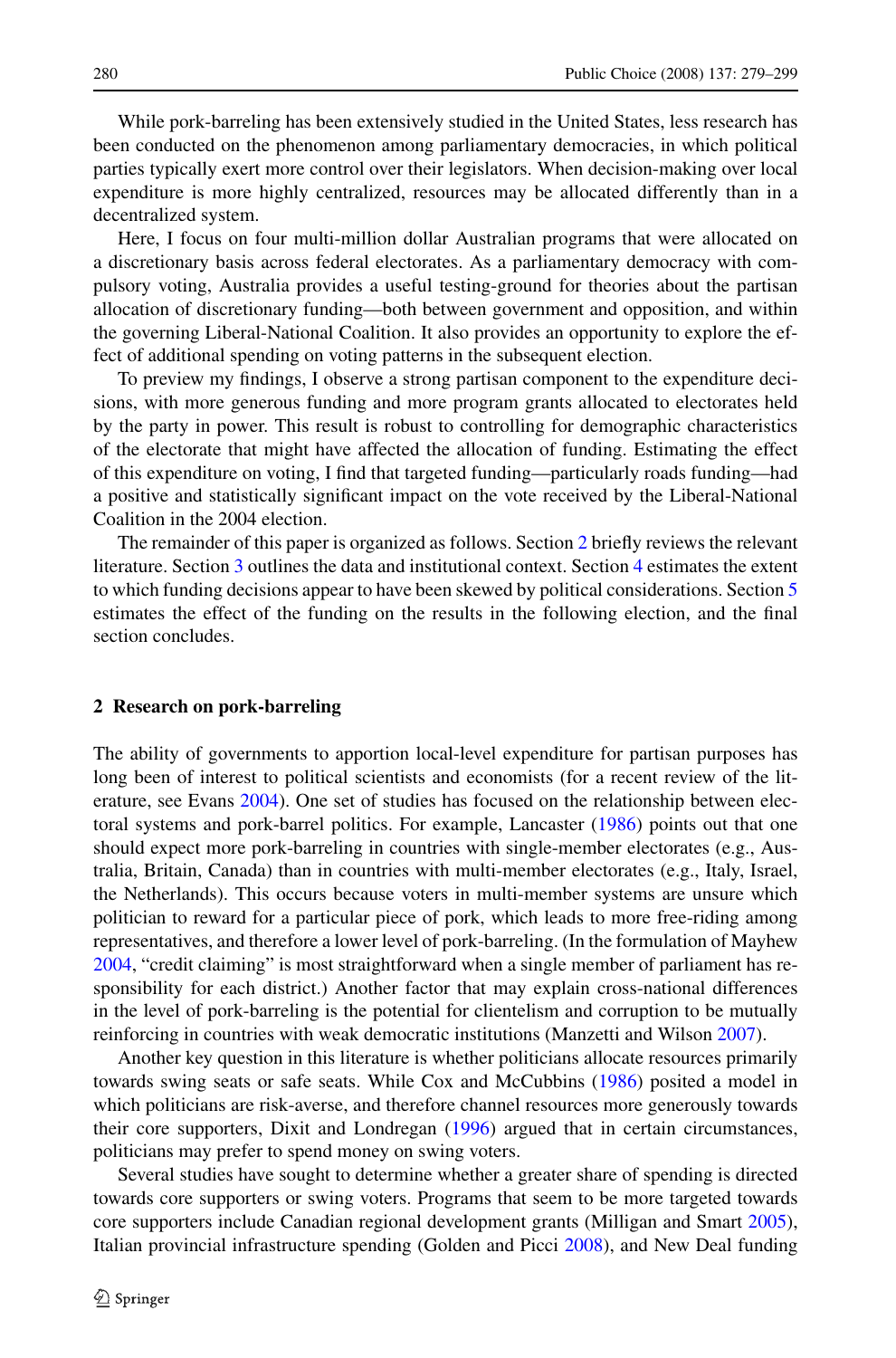While pork-barreling has been extensively studied in the United States, less research has been conducted on the phenomenon among parliamentary democracies, in which political parties typically exert more control over their legislators. When decision-making over local expenditure is more highly centralized, resources may be allocated differently than in a decentralized system.

Here, I focus on four multi-million dollar Australian programs that were allocated on a discretionary basis across federal electorates. As a parliamentary democracy with compulsory voting, Australia provides a useful testing-ground for theories about the partisan allocation of discretionary funding—both between government and opposition, and within the governing Liberal-National Coalition. It also provides an opportunity to explore the effect of additional spending on voting patterns in the subsequent election.

To preview my findings, I observe a strong partisan component to the expenditure decisions, with more generous funding and more program grants allocated to electorates held by the party in power. This result is robust to controlling for demographic characteristics of the electorate that might have affected the allocation of funding. Estimating the effect of this expenditure on voting, I find that targeted funding—particularly roads funding—had a positive and statistically significant impact on the vote received by the Liberal-National Coalition in the 2004 election.

The remainder of this paper is organized as follows. Section 2 briefly reviews the relevant literature. Section 3 outlines the data and institutional context. Section 4 estimates the extent to which funding decisions appear to have been skewed by political considerations. Section 5 estimates the effect of the funding on the results in the following election, and the final section concludes.

## 2 Research on pork-barreling

The ability of governments to apportion local-level expenditure for partisan purposes has long been of interest to political scientists and economists (for a recent review of the literature, see Evans 2004). One set of studies has focused on the relationship between electoral systems and pork-barrel politics. For example, Lancaster (1986) points out that one should expect more pork-barreling in countries with single-member electorates (e.g., Australia, Britain, Canada) than in countries with multi-member electorates (e.g., Italy, Israel, the Netherlands). This occurs because voters in multi-member systems are unsure which politician to reward for a particular piece of pork, which leads to more free-riding among representatives, and therefore a lower level of pork-barreling. (In the formulation of Mayhew 2004, "credit claiming" is most straightforward when a single member of parliament has responsibility for each district.) Another factor that may explain cross-national differences in the level of pork-barreling is the potential for clientelism and corruption to be mutually reinforcing in countries with weak democratic institutions (Manzetti and Wilson 2007).

Another key question in this literature is whether politicians allocate resources primarily towards swing seats or safe seats. While Cox and McCubbins (1986) posited a model in which politicians are risk-averse, and therefore channel resources more generously towards their core supporters, Dixit and Londregan (1996) argued that in certain circumstances, politicians may prefer to spend money on swing voters.

Several studies have sought to determine whether a greater share of spending is directed towards core supporters or swing voters. Programs that seem to be more targeted towards core supporters include Canadian regional development grants (Milligan and Smart 2005), Italian provincial infrastructure spending (Golden and Picci 2008), and New Deal funding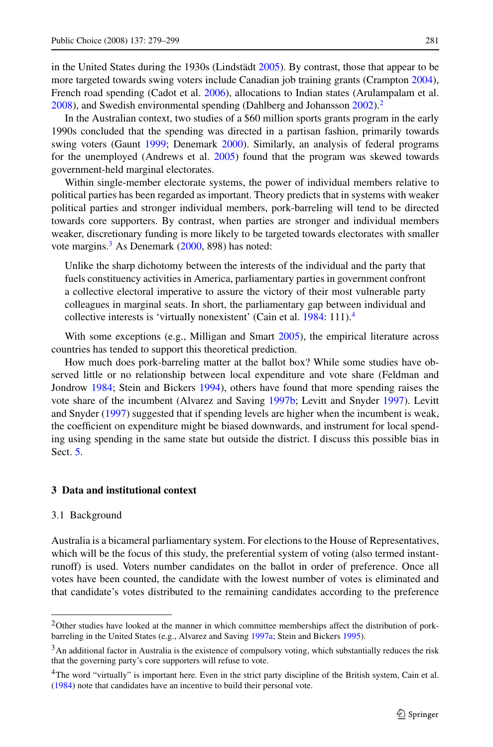in the United States during the 1930s (Lindstädt 2005). By contrast, those that appear to be more targeted towards swing voters include Canadian job training grants (Crampton 2004), French road spending (Cadot et al. 2006), allocations to Indian states (Arulampalam et al. 2008), and Swedish environmental spending (Dahlberg and Johansson 2002).[2]

In the Australian context, two studies of a $60 million sports grants program in the early 1990s concluded that the spending was directed in a partisan fashion, primarily towards swing voters (Gaunt 1999; Denemark 2000). Similarly, an analysis of federal programs for the unemployed (Andrews et al. 2005) found that the program was skewed towards government-held marginal electorates.

Within single-member electorate systems, the power of individual members relative to political parties has been regarded as important. Theory predicts that in systems with weaker political parties and stronger individual members, pork-barreling will tend to be directed towards core supporters. By contrast, when parties are stronger and individual members weaker, discretionary funding is more likely to be targeted towards electorates with smaller vote margins.[3] As Denemark (2000, 898) has noted:

> Unlike the sharp dichotomy between the interests of the individual and the party that fuels constituency activities in America, parliamentary parties in government confront a collective electoral imperative to assure the victory of their most vulnerable party colleagues in marginal seats. In short, the parliamentary gap between individual and collective interests is 'virtually nonexistent' (Cain et al. 1984: 111).[4]

With some exceptions (e.g., Milligan and Smart 2005), the empirical literature across countries has tended to support this theoretical prediction.

How much does pork-barreling matter at the ballot box? While some studies have observed little or no relationship between local expenditure and vote share (Feldman and Jondrow 1984; Stein and Bickers 1994), others have found that more spending raises the vote share of the incumbent (Alvarez and Saving 1997b; Levitt and Snyder 1997). Levitt and Snyder (1997) suggested that if spending levels are higher when the incumbent is weak, the coefficient on expenditure might be biased downwards, and instrument for local spending using spending in the same state but outside the district. I discuss this possible bias in Sect. 5.

## 3 Data and institutional context

### 3.1 Background

Australia is a bicameral parliamentary system. For elections to the House of Representatives, which will be the focus of this study, the preferential system of voting (also termed instant-runoff) is used. Voters number candidates on the ballot in order of preference. Once all votes have been counted, the candidate with the lowest number of votes is eliminated and that candidate's votes distributed to the remaining candidates according to the preference

---

[2] Other studies have looked at the manner in which committee memberships affect the distribution of pork-barreling in the United States (e.g., Alvarez and Saving 1997a; Stein and Bickers 1995).

[3] An additional factor in Australia is the existence of compulsory voting, which substantially reduces the risk that the governing party's core supporters will refuse to vote.

[4] The word "virtually" is important here. Even in the strict party discipline of the British system, Cain et al. (1984) note that candidates have an incentive to build their personal vote.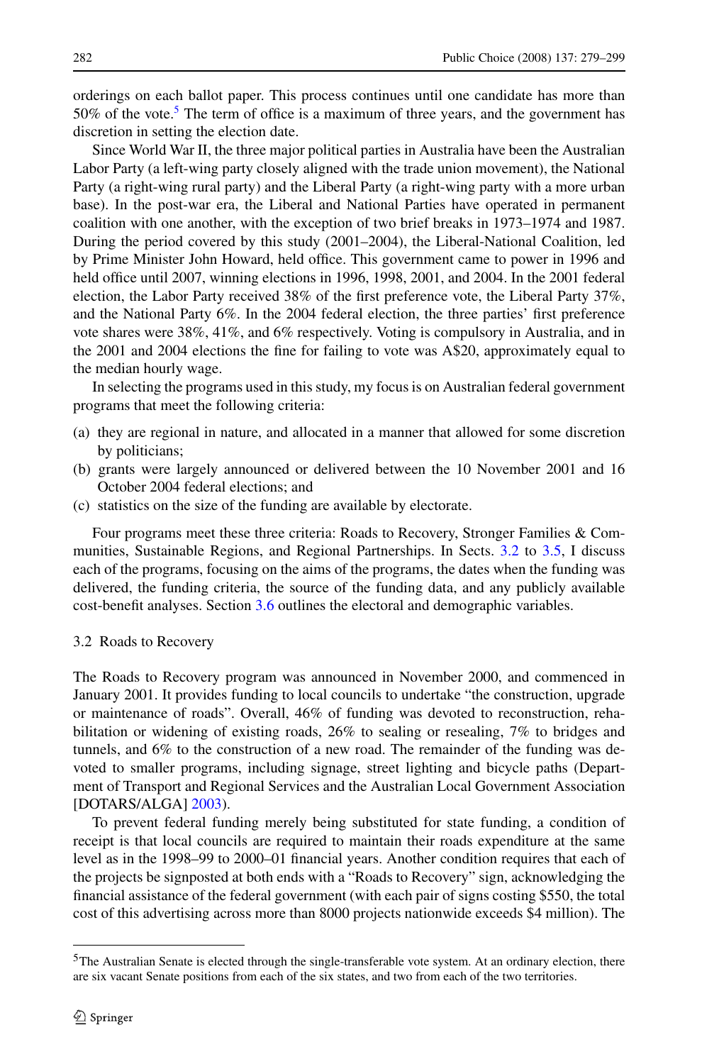orderings on each ballot paper. This process continues until one candidate has more than 50% of the vote.[5] The term of office is a maximum of three years, and the government has discretion in setting the election date.

Since World War II, the three major political parties in Australia have been the Australian Labor Party (a left-wing party closely aligned with the trade union movement), the National Party (a right-wing rural party) and the Liberal Party (a right-wing party with a more urban base). In the post-war era, the Liberal and National Parties have operated in permanent coalition with one another, with the exception of two brief breaks in 1973–1974 and 1987. During the period covered by this study (2001–2004), the Liberal-National Coalition, led by Prime Minister John Howard, held office. This government came to power in 1996 and held office until 2007, winning elections in 1996, 1998, 2001, and 2004. In the 2001 federal election, the Labor Party received 38% of the first preference vote, the Liberal Party 37%, and the National Party 6%. In the 2004 federal election, the three parties' first preference vote shares were 38%, 41%, and 6% respectively. Voting is compulsory in Australia, and in the 2001 and 2004 elections the fine for failing to vote was A$20, approximately equal to the median hourly wage.

In selecting the programs used in this study, my focus is on Australian federal government programs that meet the following criteria:

(a) they are regional in nature, and allocated in a manner that allowed for some discretion by politicians;
(b) grants were largely announced or delivered between the 10 November 2001 and 16 October 2004 federal elections; and
(c) statistics on the size of the funding are available by electorate.

Four programs meet these three criteria: Roads to Recovery, Stronger Families & Communities, Sustainable Regions, and Regional Partnerships. In Sects. 3.2 to 3.5, I discuss each of the programs, focusing on the aims of the programs, the dates when the funding was delivered, the funding criteria, the source of the funding data, and any publicly available cost-benefit analyses. Section 3.6 outlines the electoral and demographic variables.

### 3.2 Roads to Recovery

The Roads to Recovery program was announced in November 2000, and commenced in January 2001. It provides funding to local councils to undertake "the construction, upgrade or maintenance of roads". Overall, 46% of funding was devoted to reconstruction, rehabilitation or widening of existing roads, 26% to sealing or resealing, 7% to bridges and tunnels, and 6% to the construction of a new road. The remainder of the funding was devoted to smaller programs, including signage, street lighting and bicycle paths (Department of Transport and Regional Services and the Australian Local Government Association [DOTARS/ALGA] 2003).

To prevent federal funding merely being substituted for state funding, a condition of receipt is that local councils are required to maintain their roads expenditure at the same level as in the 1998–99 to 2000–01 financial years. Another condition requires that each of the projects be signposted at both ends with a "Roads to Recovery" sign, acknowledging the financial assistance of the federal government (with each pair of signs costing $550, the total cost of this advertising across more than 8000 projects nationwide exceeds $4 million). The

[5] The Australian Senate is elected through the single-transferable vote system. At an ordinary election, there are six vacant Senate positions from each of the six states, and two from each of the two territories.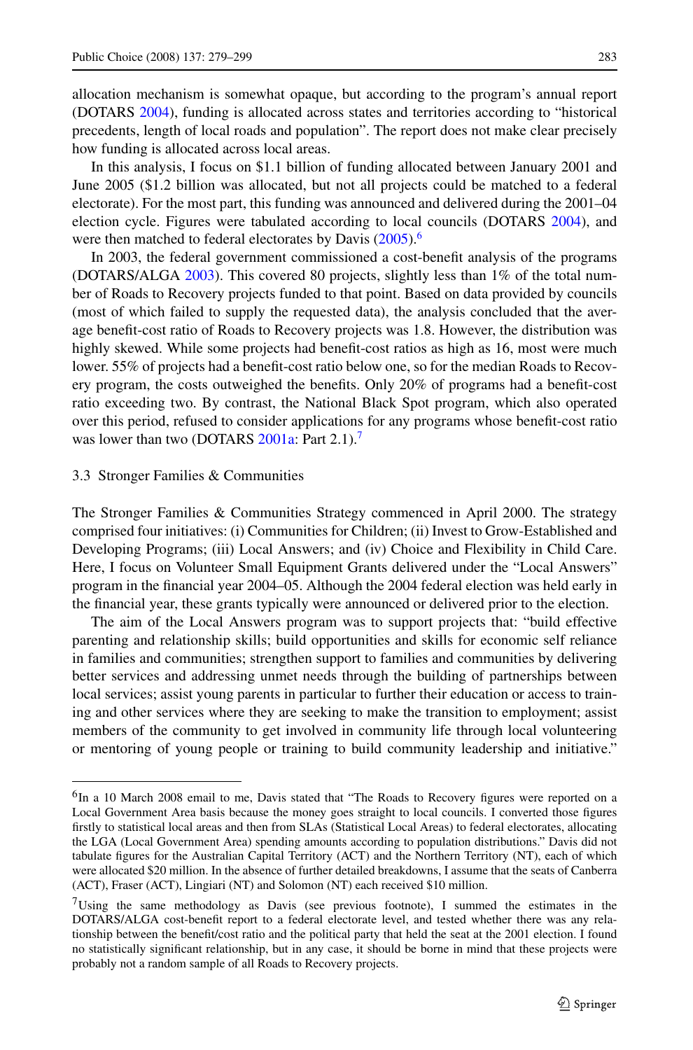allocation mechanism is somewhat opaque, but according to the program's annual report (DOTARS 2004), funding is allocated across states and territories according to "historical precedents, length of local roads and population". The report does not make clear precisely how funding is allocated across local areas.

In this analysis, I focus on $1.1 billion of funding allocated between January 2001 and June 2005 ($1.2 billion was allocated, but not all projects could be matched to a federal electorate). For the most part, this funding was announced and delivered during the 2001–04 election cycle. Figures were tabulated according to local councils (DOTARS 2004), and were then matched to federal electorates by Davis (2005).[6]

In 2003, the federal government commissioned a cost-benefit analysis of the programs (DOTARS/ALGA 2003). This covered 80 projects, slightly less than 1% of the total number of Roads to Recovery projects funded to that point. Based on data provided by councils (most of which failed to supply the requested data), the analysis concluded that the average benefit-cost ratio of Roads to Recovery projects was 1.8. However, the distribution was highly skewed. While some projects had benefit-cost ratios as high as 16, most were much lower. 55% of projects had a benefit-cost ratio below one, so for the median Roads to Recovery program, the costs outweighed the benefits. Only 20% of programs had a benefit-cost ratio exceeding two. By contrast, the National Black Spot program, which also operated over this period, refused to consider applications for any programs whose benefit-cost ratio was lower than two (DOTARS 2001a: Part 2.1).[7]

### 3.3 Stronger Families & Communities

The Stronger Families & Communities Strategy commenced in April 2000. The strategy comprised four initiatives: (i) Communities for Children; (ii) Invest to Grow-Established and Developing Programs; (iii) Local Answers; and (iv) Choice and Flexibility in Child Care. Here, I focus on Volunteer Small Equipment Grants delivered under the "Local Answers" program in the financial year 2004–05. Although the 2004 federal election was held early in the financial year, these grants typically were announced or delivered prior to the election.

The aim of the Local Answers program was to support projects that: "build effective parenting and relationship skills; build opportunities and skills for economic self reliance in families and communities; strengthen support to families and communities by delivering better services and addressing unmet needs through the building of partnerships between local services; assist young parents in particular to further their education or access to training and other services where they are seeking to make the transition to employment; assist members of the community to get involved in community life through local volunteering or mentoring of young people or training to build community leadership and initiative."

---

[6] In a 10 March 2008 email to me, Davis stated that "The Roads to Recovery figures were reported on a Local Government Area basis because the money goes straight to local councils. I converted those figures firstly to statistical local areas and then from SLAs (Statistical Local Areas) to federal electorates, allocating the LGA (Local Government Area) spending amounts according to population distributions." Davis did not tabulate figures for the Australian Capital Territory (ACT) and the Northern Territory (NT), each of which were allocated $20 million. In the absence of further detailed breakdowns, I assume that the seats of Canberra (ACT), Fraser (ACT), Lingiari (NT) and Solomon (NT) each received $10 million.

[7] Using the same methodology as Davis (see previous footnote), I summed the estimates in the DOTARS/ALGA cost-benefit report to a federal electorate level, and tested whether there was any relationship between the benefit/cost ratio and the political party that held the seat at the 2001 election. I found no statistically significant relationship, but in any case, it should be borne in mind that these projects were probably not a random sample of all Roads to Recovery projects.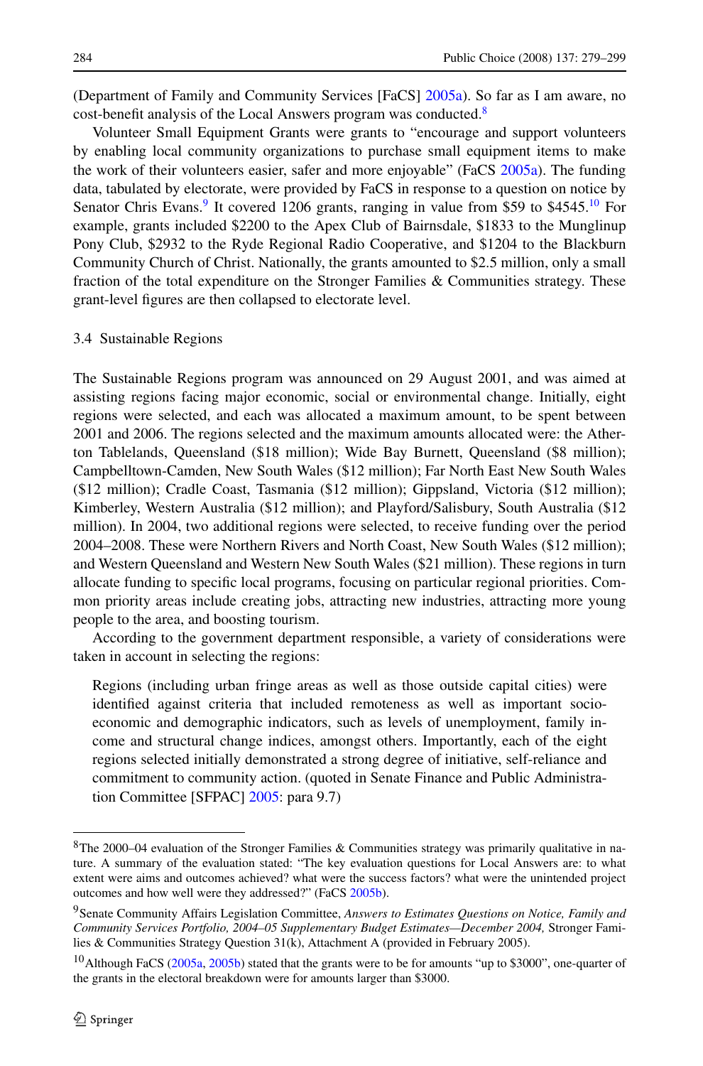(Department of Family and Community Services [FaCS] 2005a). So far as I am aware, no cost-benefit analysis of the Local Answers program was conducted.[8]

Volunteer Small Equipment Grants were grants to "encourage and support volunteers by enabling local community organizations to purchase small equipment items to make the work of their volunteers easier, safer and more enjoyable" (FaCS 2005a). The funding data, tabulated by electorate, were provided by FaCS in response to a question on notice by Senator Chris Evans.[9] It covered 1206 grants, ranging in value from $59 to $4545.[10] For example, grants included $2200 to the Apex Club of Bairnsdale, $1833 to the Munglinup Pony Club, $2932 to the Ryde Regional Radio Cooperative, and $1204 to the Blackburn Community Church of Christ. Nationally, the grants amounted to $2.5 million, only a small fraction of the total expenditure on the Stronger Families & Communities strategy. These grant-level figures are then collapsed to electorate level.

### 3.4 Sustainable Regions

The Sustainable Regions program was announced on 29 August 2001, and was aimed at assisting regions facing major economic, social or environmental change. Initially, eight regions were selected, and each was allocated a maximum amount, to be spent between 2001 and 2006. The regions selected and the maximum amounts allocated were: the Atherton Tablelands, Queensland ($18 million); Wide Bay Burnett, Queensland ($8 million); Campbelltown-Camden, New South Wales ($12 million); Far North East New South Wales ($12 million); Cradle Coast, Tasmania ($12 million); Gippsland, Victoria ($12 million); Kimberley, Western Australia ($12 million); and Playford/Salisbury, South Australia ($12 million). In 2004, two additional regions were selected, to receive funding over the period 2004–2008. These were Northern Rivers and North Coast, New South Wales ($12 million); and Western Queensland and Western New South Wales ($21 million). These regions in turn allocate funding to specific local programs, focusing on particular regional priorities. Common priority areas include creating jobs, attracting new industries, attracting more young people to the area, and boosting tourism.

According to the government department responsible, a variety of considerations were taken in account in selecting the regions:

> Regions (including urban fringe areas as well as those outside capital cities) were identified against criteria that included remoteness as well as important socio-economic and demographic indicators, such as levels of unemployment, family income and structural change indices, amongst others. Importantly, each of the eight regions selected initially demonstrated a strong degree of initiative, self-reliance and commitment to community action. (quoted in Senate Finance and Public Administration Committee [SFPAC] 2005: para 9.7)

---

[8] The 2000–04 evaluation of the Stronger Families & Communities strategy was primarily qualitative in nature. A summary of the evaluation stated: "The key evaluation questions for Local Answers are: to what extent were aims and outcomes achieved? what were the success factors? what were the unintended project outcomes and how well were they addressed?" (FaCS 2005b).

[9] Senate Community Affairs Legislation Committee, *Answers to Estimates Questions on Notice, Family and Community Services Portfolio, 2004–05 Supplementary Budget Estimates—December 2004,* Stronger Families & Communities Strategy Question 31(k), Attachment A (provided in February 2005).

[10] Although FaCS (2005a, 2005b) stated that the grants were to be for amounts "up to $3000", one-quarter of the grants in the electoral breakdown were for amounts larger than $3000.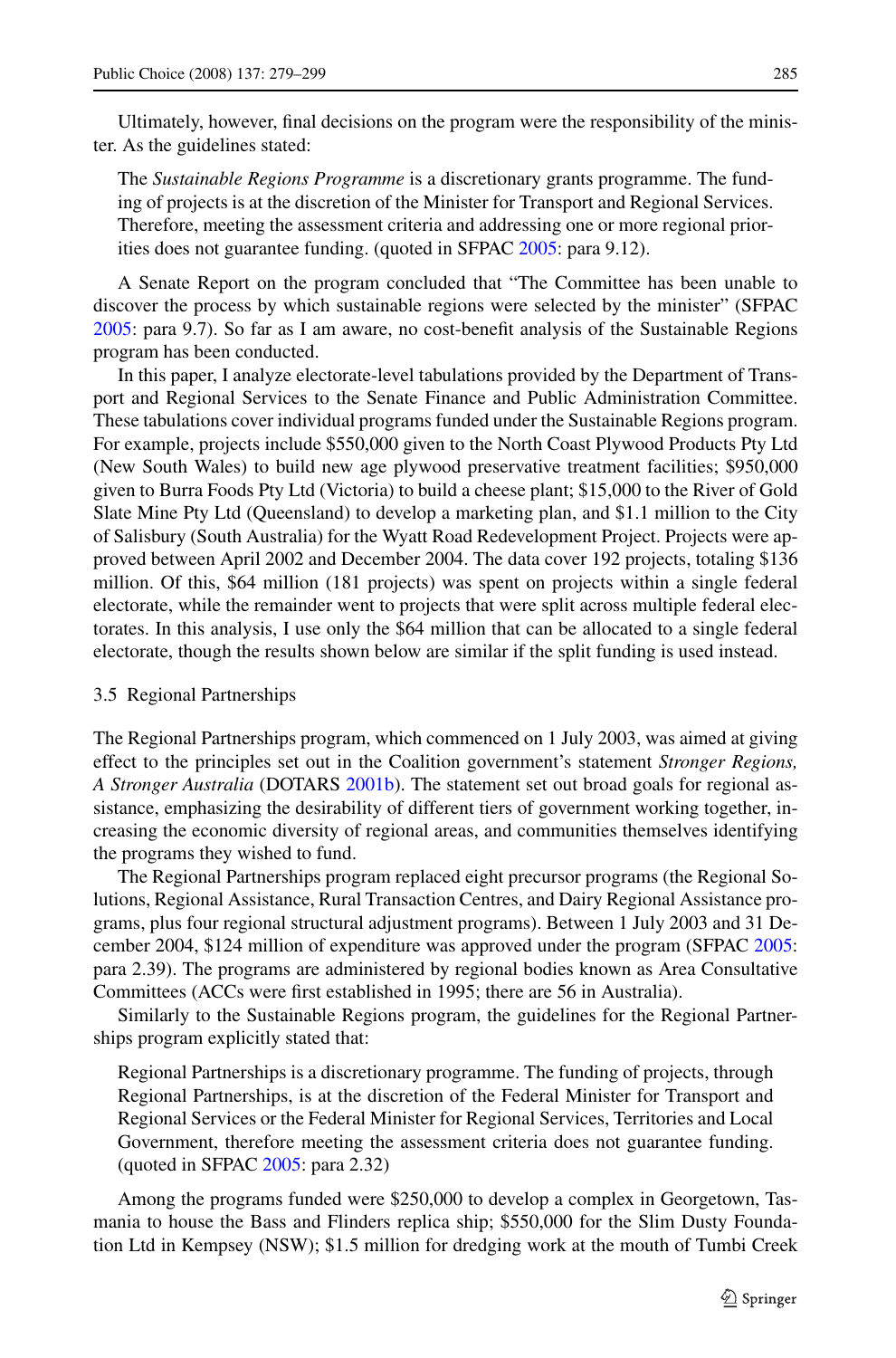Ultimately, however, final decisions on the program were the responsibility of the minister. As the guidelines stated:

> The *Sustainable Regions Programme* is a discretionary grants programme. The funding of projects is at the discretion of the Minister for Transport and Regional Services. Therefore, meeting the assessment criteria and addressing one or more regional priorities does not guarantee funding. (quoted in SFPAC 2005: para 9.12).

A Senate Report on the program concluded that "The Committee has been unable to discover the process by which sustainable regions were selected by the minister" (SFPAC 2005: para 9.7). So far as I am aware, no cost-benefit analysis of the Sustainable Regions program has been conducted.

In this paper, I analyze electorate-level tabulations provided by the Department of Transport and Regional Services to the Senate Finance and Public Administration Committee. These tabulations cover individual programs funded under the Sustainable Regions program. For example, projects include $550,000 given to the North Coast Plywood Products Pty Ltd (New South Wales) to build new age plywood preservative treatment facilities; $950,000 given to Burra Foods Pty Ltd (Victoria) to build a cheese plant; $15,000 to the River of Gold Slate Mine Pty Ltd (Queensland) to develop a marketing plan, and $1.1 million to the City of Salisbury (South Australia) for the Wyatt Road Redevelopment Project. Projects were approved between April 2002 and December 2004. The data cover 192 projects, totaling $136 million. Of this, $64 million (181 projects) was spent on projects within a single federal electorate, while the remainder went to projects that were split across multiple federal electorates. In this analysis, I use only the $64 million that can be allocated to a single federal electorate, though the results shown below are similar if the split funding is used instead.

### 3.5 Regional Partnerships

The Regional Partnerships program, which commenced on 1 July 2003, was aimed at giving effect to the principles set out in the Coalition government's statement *Stronger Regions, A Stronger Australia* (DOTARS 2001b). The statement set out broad goals for regional assistance, emphasizing the desirability of different tiers of government working together, increasing the economic diversity of regional areas, and communities themselves identifying the programs they wished to fund.

The Regional Partnerships program replaced eight precursor programs (the Regional Solutions, Regional Assistance, Rural Transaction Centres, and Dairy Regional Assistance programs, plus four regional structural adjustment programs). Between 1 July 2003 and 31 December 2004, $124 million of expenditure was approved under the program (SFPAC 2005: para 2.39). The programs are administered by regional bodies known as Area Consultative Committees (ACCs were first established in 1995; there are 56 in Australia).

Similarly to the Sustainable Regions program, the guidelines for the Regional Partnerships program explicitly stated that:

> Regional Partnerships is a discretionary programme. The funding of projects, through Regional Partnerships, is at the discretion of the Federal Minister for Transport and Regional Services or the Federal Minister for Regional Services, Territories and Local Government, therefore meeting the assessment criteria does not guarantee funding. (quoted in SFPAC 2005: para 2.32)

Among the programs funded were $250,000 to develop a complex in Georgetown, Tasmania to house the Bass and Flinders replica ship; $550,000 for the Slim Dusty Foundation Ltd in Kempsey (NSW); $1.5 million for dredging work at the mouth of Tumbi Creek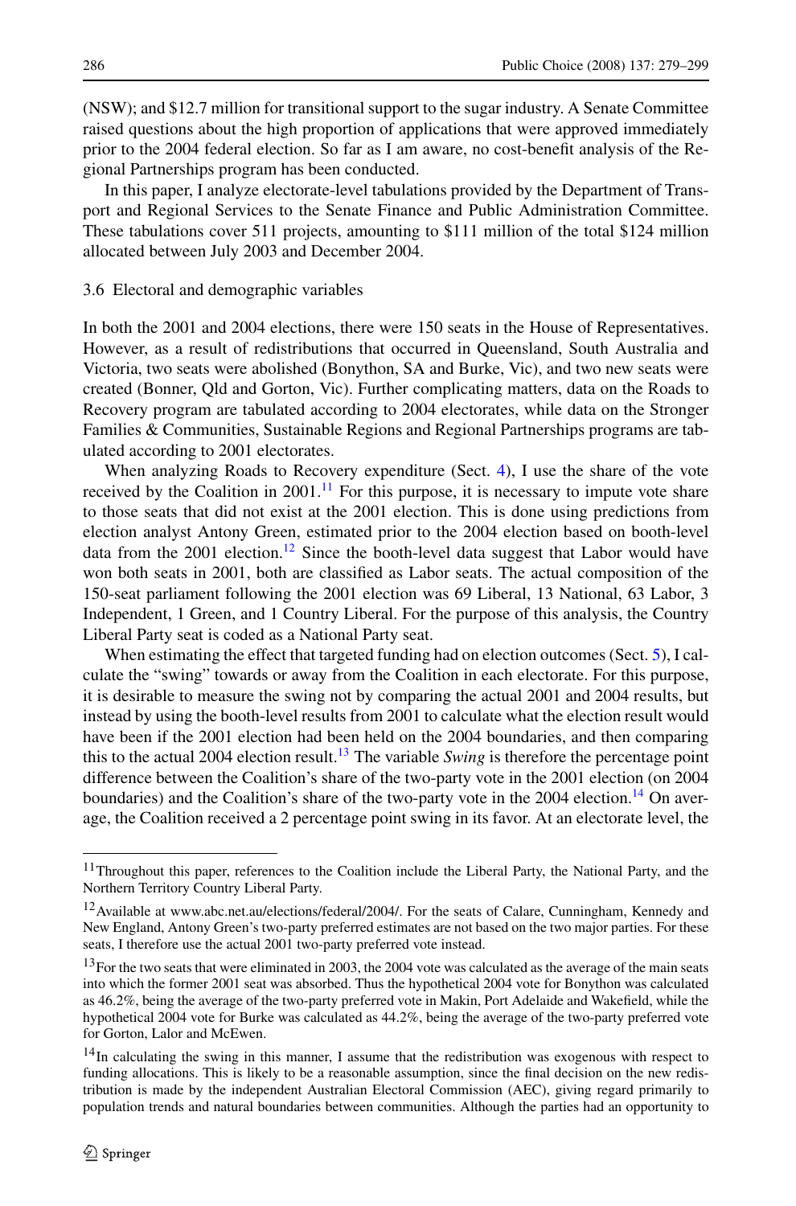(NSW); and $12.7 million for transitional support to the sugar industry. A Senate Committee raised questions about the high proportion of applications that were approved immediately prior to the 2004 federal election. So far as I am aware, no cost-benefit analysis of the Regional Partnerships program has been conducted.

In this paper, I analyze electorate-level tabulations provided by the Department of Transport and Regional Services to the Senate Finance and Public Administration Committee. These tabulations cover 511 projects, amounting to $111 million of the total $124 million allocated between July 2003 and December 2004.

### 3.6 Electoral and demographic variables

In both the 2001 and 2004 elections, there were 150 seats in the House of Representatives. However, as a result of redistributions that occurred in Queensland, South Australia and Victoria, two seats were abolished (Bonython, SA and Burke, Vic), and two new seats were created (Bonner, Qld and Gorton, Vic). Further complicating matters, data on the Roads to Recovery program are tabulated according to 2004 electorates, while data on the Stronger Families & Communities, Sustainable Regions and Regional Partnerships programs are tabulated according to 2001 electorates.

When analyzing Roads to Recovery expenditure (Sect. 4), I use the share of the vote received by the Coalition in 2001.[11] For this purpose, it is necessary to impute vote share to those seats that did not exist at the 2001 election. This is done using predictions from election analyst Antony Green, estimated prior to the 2004 election based on booth-level data from the 2001 election.[12] Since the booth-level data suggest that Labor would have won both seats in 2001, both are classified as Labor seats. The actual composition of the 150-seat parliament following the 2001 election was 69 Liberal, 13 National, 63 Labor, 3 Independent, 1 Green, and 1 Country Liberal. For the purpose of this analysis, the Country Liberal Party seat is coded as a National Party seat.

When estimating the effect that targeted funding had on election outcomes (Sect. 5), I calculate the "swing" towards or away from the Coalition in each electorate. For this purpose, it is desirable to measure the swing not by comparing the actual 2001 and 2004 results, but instead by using the booth-level results from 2001 to calculate what the election result would have been if the 2001 election had been held on the 2004 boundaries, and then comparing this to the actual 2004 election result.[13] The variable *Swing* is therefore the percentage point difference between the Coalition's share of the two-party vote in the 2001 election (on 2004 boundaries) and the Coalition's share of the two-party vote in the 2004 election.[14] On average, the Coalition received a 2 percentage point swing in its favor. At an electorate level, the

---

[11] Throughout this paper, references to the Coalition include the Liberal Party, the National Party, and the Northern Territory Country Liberal Party.

[12] Available at www.abc.net.au/elections/federal/2004/. For the seats of Calare, Cunningham, Kennedy and New England, Antony Green's two-party preferred estimates are not based on the two major parties. For these seats, I therefore use the actual 2001 two-party preferred vote instead.

[13] For the two seats that were eliminated in 2003, the 2004 vote was calculated as the average of the main seats into which the former 2001 seat was absorbed. Thus the hypothetical 2004 vote for Bonython was calculated as 46.2%, being the average of the two-party preferred vote in Makin, Port Adelaide and Wakefield, while the hypothetical 2004 vote for Burke was calculated as 44.2%, being the average of the two-party preferred vote for Gorton, Lalor and McEwen.

[14] In calculating the swing in this manner, I assume that the redistribution was exogenous with respect to funding allocations. This is likely to be a reasonable assumption, since the final decision on the new redistribution is made by the independent Australian Electoral Commission (AEC), giving regard primarily to population trends and natural boundaries between communities. Although the parties had an opportunity to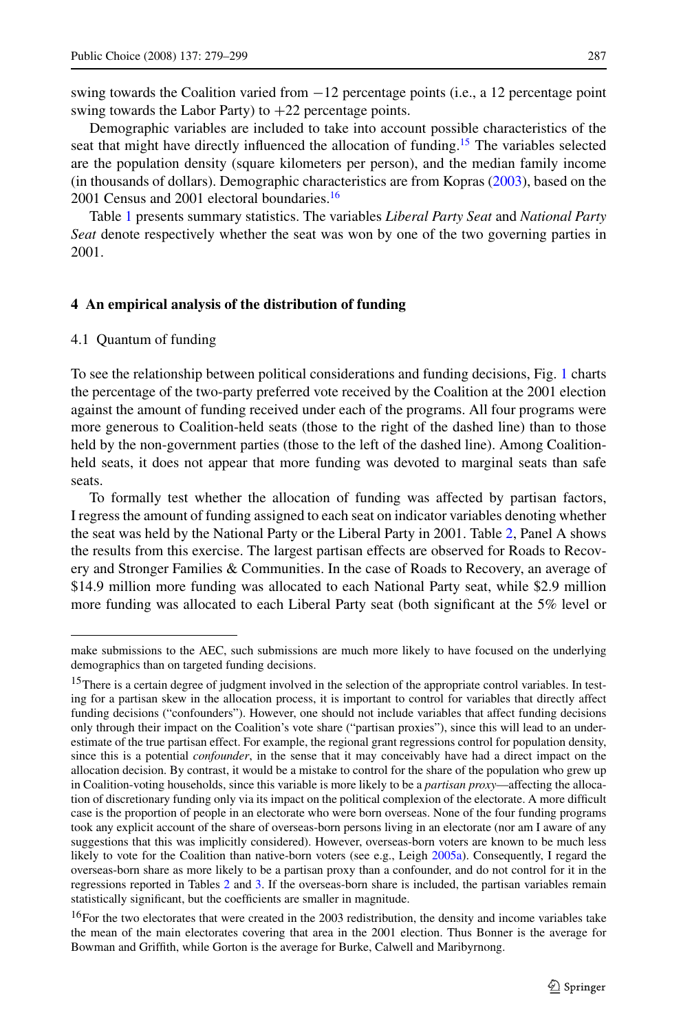swing towards the Coalition varied from −12 percentage points (i.e., a 12 percentage point swing towards the Labor Party) to +22 percentage points.

Demographic variables are included to take into account possible characteristics of the seat that might have directly influenced the allocation of funding.[15] The variables selected are the population density (square kilometers per person), and the median family income (in thousands of dollars). Demographic characteristics are from Kopras (2003), based on the 2001 Census and 2001 electoral boundaries.[16]

Table 1 presents summary statistics. The variables *Liberal Party Seat* and *National Party Seat* denote respectively whether the seat was won by one of the two governing parties in 2001.

## 4 An empirical analysis of the distribution of funding

### 4.1 Quantum of funding

To see the relationship between political considerations and funding decisions, Fig. 1 charts the percentage of the two-party preferred vote received by the Coalition at the 2001 election against the amount of funding received under each of the programs. All four programs were more generous to Coalition-held seats (those to the right of the dashed line) than to those held by the non-government parties (those to the left of the dashed line). Among Coalition-held seats, it does not appear that more funding was devoted to marginal seats than safe seats.

To formally test whether the allocation of funding was affected by partisan factors, I regress the amount of funding assigned to each seat on indicator variables denoting whether the seat was held by the National Party or the Liberal Party in 2001. Table 2, Panel A shows the results from this exercise. The largest partisan effects are observed for Roads to Recovery and Stronger Families & Communities. In the case of Roads to Recovery, an average of $14.9 million more funding was allocated to each National Party seat, while $2.9 million more funding was allocated to each Liberal Party seat (both significant at the 5% level or

---

make submissions to the AEC, such submissions are much more likely to have focused on the underlying demographics than on targeted funding decisions.

[15] There is a certain degree of judgment involved in the selection of the appropriate control variables. In testing for a partisan skew in the allocation process, it is important to control for variables that directly affect funding decisions ("confounders"). However, one should not include variables that affect funding decisions only through their impact on the Coalition's vote share ("partisan proxies"), since this will lead to an underestimate of the true partisan effect. For example, the regional grant regressions control for population density, since this is a potential *confounder*, in the sense that it may conceivably have had a direct impact on the allocation decision. By contrast, it would be a mistake to control for the share of the population who grew up in Coalition-voting households, since this variable is more likely to be a *partisan proxy*—affecting the allocation of discretionary funding only via its impact on the political complexion of the electorate. A more difficult case is the proportion of people in an electorate who were born overseas. None of the four funding programs took any explicit account of the share of overseas-born persons living in an electorate (nor am I aware of any suggestions that this was implicitly considered). However, overseas-born voters are known to be much less likely to vote for the Coalition than native-born voters (see e.g., Leigh 2005a). Consequently, I regard the overseas-born share as more likely to be a partisan proxy than a confounder, and do not control for it in the regressions reported in Tables 2 and 3. If the overseas-born share is included, the partisan variables remain statistically significant, but the coefficients are smaller in magnitude.

[16] For the two electorates that were created in the 2003 redistribution, the density and income variables take the mean of the main electorates covering that area in the 2001 election. Thus Bonner is the average for Bowman and Griffith, while Gorton is the average for Burke, Calwell and Maribyrnong.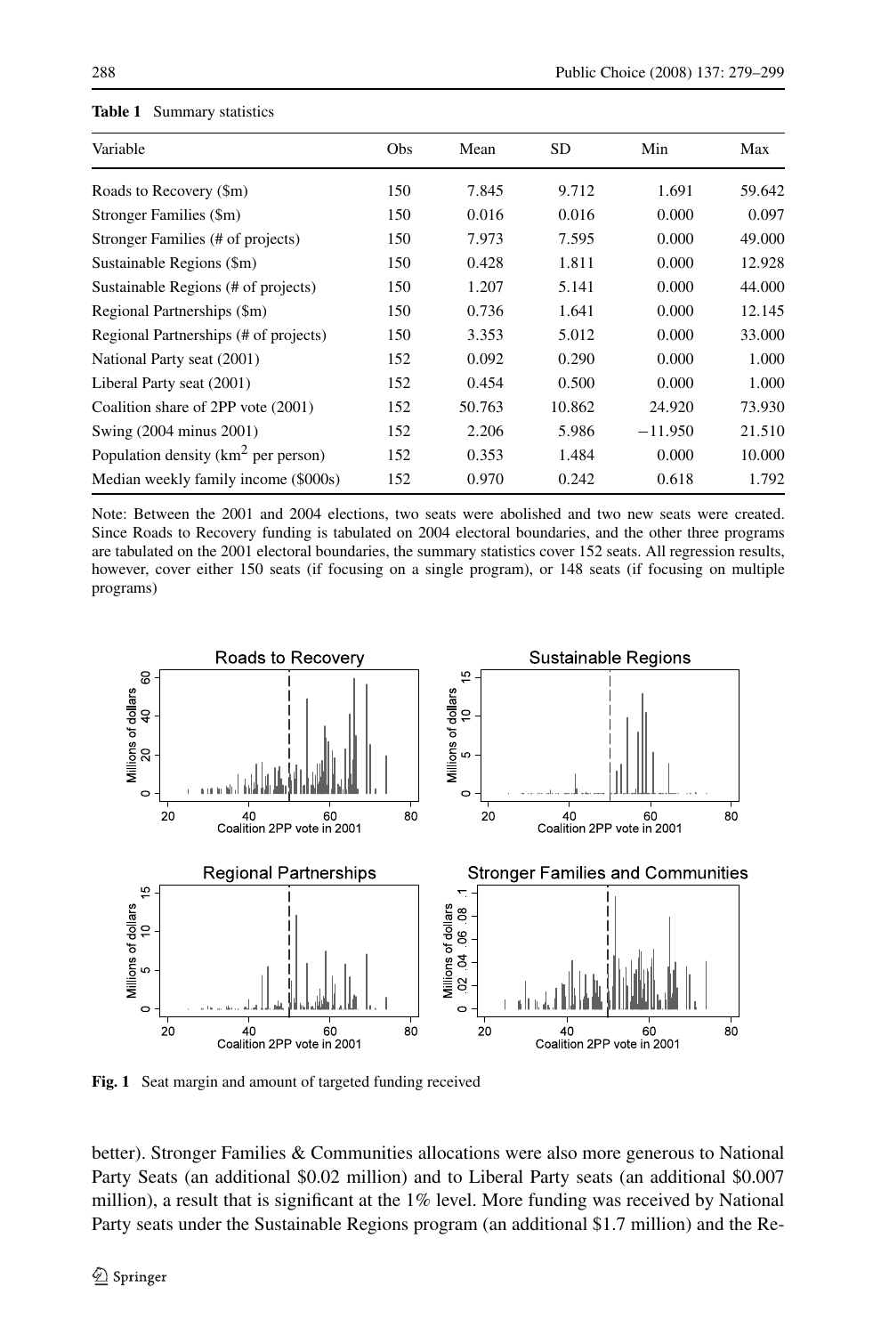**Table 1** Summary statistics

| Variable | Obs | Mean | SD | Min | Max |
|---|---|---|---|---|---|
| Roads to Recovery ($m) | 150 | 7.845 | 9.712 | 1.691 | 59.642 |
| Stronger Families ($m) | 150 | 0.016 | 0.016 | 0.000 | 0.097 |
| Stronger Families (# of projects) | 150 | 7.973 | 7.595 | 0.000 | 49.000 |
| Sustainable Regions ($m) | 150 | 0.428 | 1.811 | 0.000 | 12.928 |
| Sustainable Regions (# of projects) | 150 | 1.207 | 5.141 | 0.000 | 44.000 |
| Regional Partnerships ($m) | 150 | 0.736 | 1.641 | 0.000 | 12.145 |
| Regional Partnerships (# of projects) | 150 | 3.353 | 5.012 | 0.000 | 33.000 |
| National Party seat (2001) | 152 | 0.092 | 0.290 | 0.000 | 1.000 |
| Liberal Party seat (2001) | 152 | 0.454 | 0.500 | 0.000 | 1.000 |
| Coalition share of 2PP vote (2001) | 152 | 50.763 | 10.862 | 24.920 | 73.930 |
| Swing (2004 minus 2001) | 152 | 2.206 | 5.986 | −11.950 | 21.510 |
| Population density (km$^2$ per person) | 152 | 0.353 | 1.484 | 0.000 | 10.000 |
| Median weekly family income ($000s) | 152 | 0.970 | 0.242 | 0.618 | 1.792 |

Note: Between the 2001 and 2004 elections, two seats were abolished and two new seats were created. Since Roads to Recovery funding is tabulated on 2004 electoral boundaries, and the other three programs are tabulated on the 2001 electoral boundaries, the summary statistics cover 152 seats. All regression results, however, cover either 150 seats (if focusing on a single program), or 148 seats (if focusing on multiple programs)

**Fig. 1** Seat margin and amount of targeted funding received

better). Stronger Families & Communities allocations were also more generous to National Party Seats (an additional $0.02 million) and to Liberal Party seats (an additional $0.007 million), a result that is significant at the 1% level. More funding was received by National Party seats under the Sustainable Regions program (an additional $1.7 million) and the Re-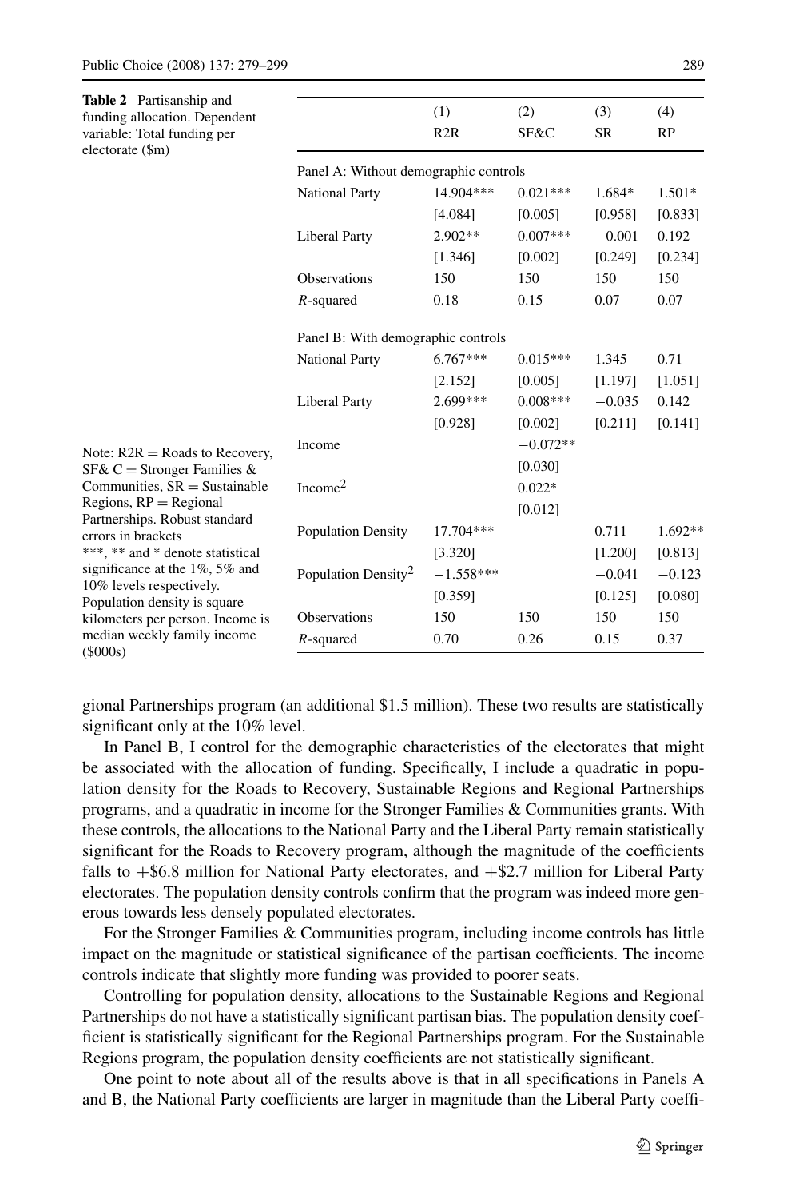**Table 2** Partisanship and funding allocation. Dependent variable: Total funding per electorate ($m)

| | (1) R2R | (2) SF&C | (3) SR | (4) RP |
|---|---|---|---|---|
| *Panel A: Without demographic controls* | | | | |
| National Party | 14.904*** | 0.021*** | 1.684* | 1.501* |
| | [4.084] | [0.005] | [0.958] | [0.833] |
| Liberal Party | 2.902** | 0.007*** | −0.001 | 0.192 |
| | [1.346] | [0.002] | [0.249] | [0.234] |
| Observations | 150 | 150 | 150 | 150 |
| $R$-squared | 0.18 | 0.15 | 0.07 | 0.07 |
| *Panel B: With demographic controls* | | | | |
| National Party | 6.767*** | 0.015*** | 1.345 | 0.71 |
| | [2.152] | [0.005] | [1.197] | [1.051] |
| Liberal Party | 2.699*** | 0.008*** | −0.035 | 0.142 |
| | [0.928] | [0.002] | [0.211] | [0.141] |
| Income | | −0.072** | | |
| | | [0.030] | | |
| Income$^2$ | | 0.022* | | |
| | | [0.012] | | |
| Population Density | 17.704*** | | 0.711 | 1.692** |
| | [3.320] | | [1.200] | [0.813] |
| Population Density$^2$ | −1.558*** | | −0.041 | −0.123 |
| | [0.359] | | [0.125] | [0.080] |
| Observations | 150 | 150 | 150 | 150 |
| $R$-squared | 0.70 | 0.26 | 0.15 | 0.37 |

Note: R2R = Roads to Recovery, SF& C = Stronger Families & Communities, SR = Sustainable Regions, RP = Regional Partnerships. Robust standard errors in brackets
***, ** and * denote statistical significance at the 1%, 5% and 10% levels respectively. Population density is square kilometers per person. Income is median weekly family income ($000s)

gional Partnerships program (an additional $1.5 million). These two results are statistically significant only at the 10% level.

In Panel B, I control for the demographic characteristics of the electorates that might be associated with the allocation of funding. Specifically, I include a quadratic in population density for the Roads to Recovery, Sustainable Regions and Regional Partnerships programs, and a quadratic in income for the Stronger Families & Communities grants. With these controls, the allocations to the National Party and the Liberal Party remain statistically significant for the Roads to Recovery program, although the magnitude of the coefficients falls to +$6.8 million for National Party electorates, and +$2.7 million for Liberal Party electorates. The population density controls confirm that the program was indeed more generous towards less densely populated electorates.

For the Stronger Families & Communities program, including income controls has little impact on the magnitude or statistical significance of the partisan coefficients. The income controls indicate that slightly more funding was provided to poorer seats.

Controlling for population density, allocations to the Sustainable Regions and Regional Partnerships do not have a statistically significant partisan bias. The population density coefficient is statistically significant for the Regional Partnerships program. For the Sustainable Regions program, the population density coefficients are not statistically significant.

One point to note about all of the results above is that in all specifications in Panels A and B, the National Party coefficients are larger in magnitude than the Liberal Party coeffi-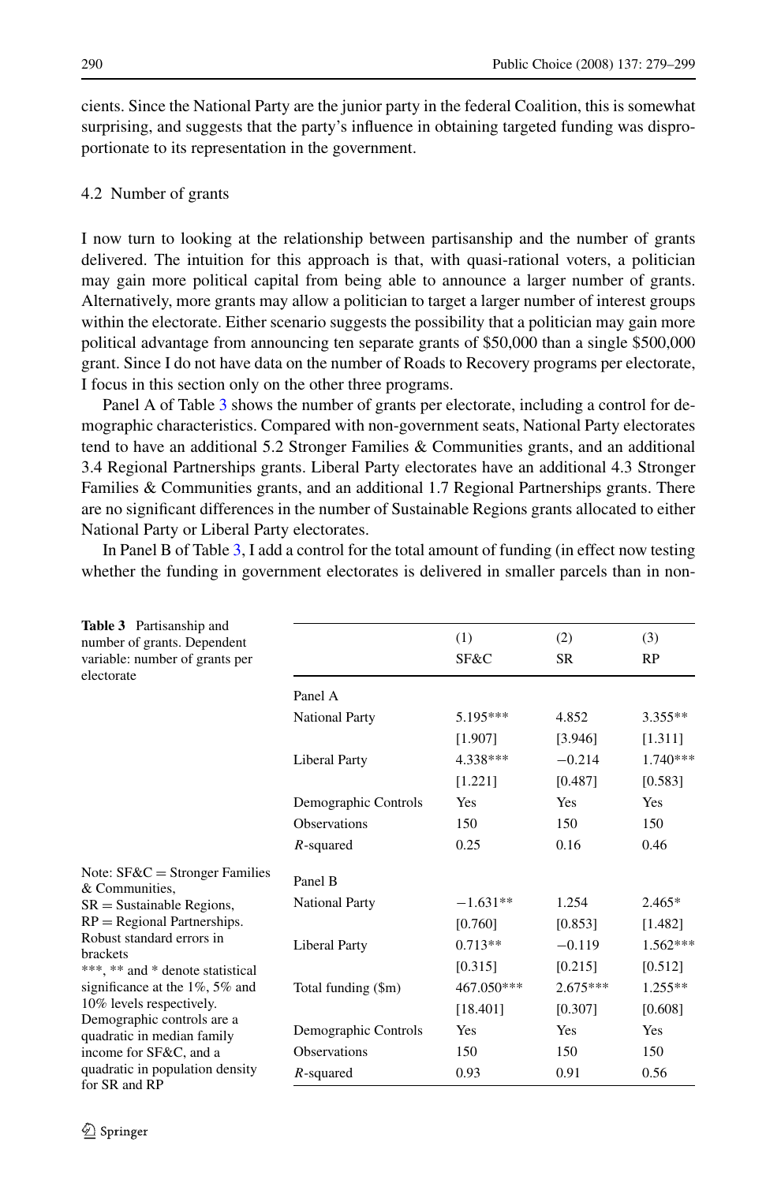cients. Since the National Party are the junior party in the federal Coalition, this is somewhat surprising, and suggests that the party's influence in obtaining targeted funding was disproportionate to its representation in the government.

### 4.2 Number of grants

I now turn to looking at the relationship between partisanship and the number of grants delivered. The intuition for this approach is that, with quasi-rational voters, a politician may gain more political capital from being able to announce a larger number of grants. Alternatively, more grants may allow a politician to target a larger number of interest groups within the electorate. Either scenario suggests the possibility that a politician may gain more political advantage from announcing ten separate grants of $50,000 than a single $500,000 grant. Since I do not have data on the number of Roads to Recovery programs per electorate, I focus in this section only on the other three programs.

Panel A of Table 3 shows the number of grants per electorate, including a control for demographic characteristics. Compared with non-government seats, National Party electorates tend to have an additional 5.2 Stronger Families & Communities grants, and an additional 3.4 Regional Partnerships grants. Liberal Party electorates have an additional 4.3 Stronger Families & Communities grants, and an additional 1.7 Regional Partnerships grants. There are no significant differences in the number of Sustainable Regions grants allocated to either National Party or Liberal Party electorates.

In Panel B of Table 3, I add a control for the total amount of funding (in effect now testing whether the funding in government electorates is delivered in smaller parcels than in non-

**Table 3** Partisanship and number of grants. Dependent variable: number of grants per electorate

| | (1) SF&C | (2) SR | (3) RP |
|---|---|---|---|
| **Panel A** | | | |
| National Party | 5.195*** | 4.852 | 3.355** |
| | [1.907] | [3.946] | [1.311] |
| Liberal Party | 4.338*** | −0.214 | 1.740*** |
| | [1.221] | [0.487] | [0.583] |
| Demographic Controls | Yes | Yes | Yes |
| Observations | 150 | 150 | 150 |
| $R$-squared | 0.25 | 0.16 | 0.46 |
| **Panel B** | | | |
| National Party | −1.631** | 1.254 | 2.465* |
| | [0.760] | [0.853] | [1.482] |
| Liberal Party | 0.713** | −0.119 | 1.562*** |
| | [0.315] | [0.215] | [0.512] |
| Total funding ($m) | 467.050*** | 2.675*** | 1.255** |
| | [18.401] | [0.307] | [0.608] |
| Demographic Controls | Yes | Yes | Yes |
| Observations | 150 | 150 | 150 |
| $R$-squared | 0.93 | 0.91 | 0.56 |

Note: SF&C = Stronger Families & Communities, SR = Sustainable Regions, RP = Regional Partnerships. Robust standard errors in brackets

***, ** and * denote statistical significance at the 1%, 5% and 10% levels respectively. Demographic controls are a quadratic in median family income for SF&C, and a quadratic in population density for SR and RP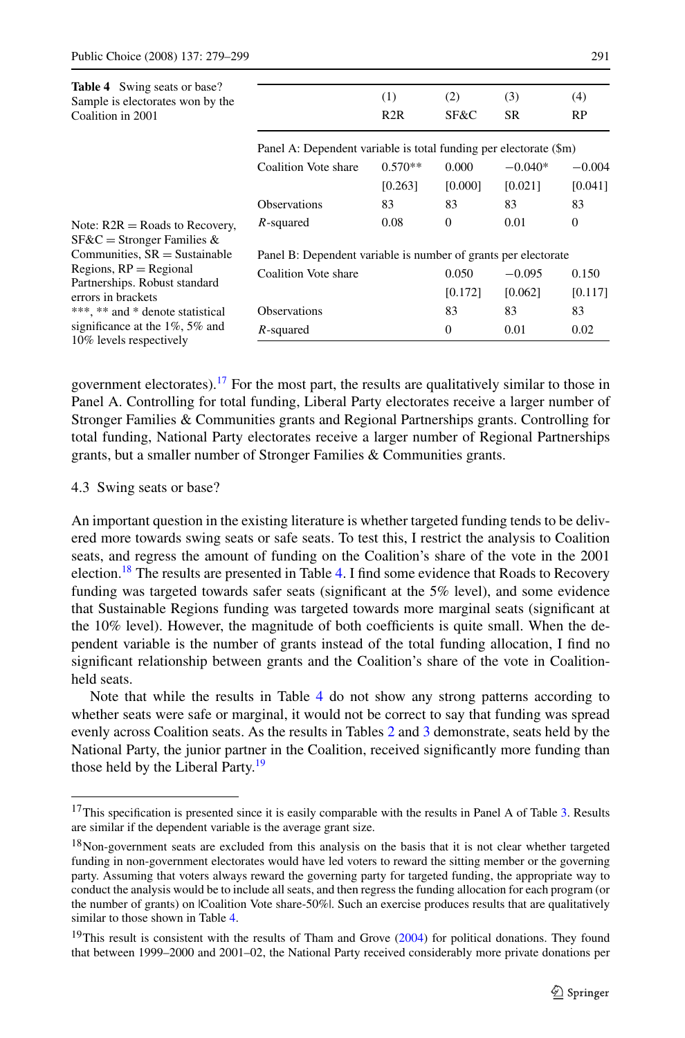**Table 4** Swing seats or base? Sample is electorates won by the Coalition in 2001

| | (1) R2R | (2) SF&C | (3) SR | (4) RP |
|---|---|---|---|---|
| Panel A: Dependent variable is total funding per electorate ($m) | | | | |
| Coalition Vote share | 0.570** | 0.000 | −0.040* | −0.004 |
| | [0.263] | [0.000] | [0.021] | [0.041] |
| Observations | 83 | 83 | 83 | 83 |
| $R$-squared | 0.08 | 0 | 0.01 | 0 |
| Panel B: Dependent variable is number of grants per electorate | | | | |
| Coalition Vote share | | 0.050 | −0.095 | 0.150 |
| | | [0.172] | [0.062] | [0.117] |
| Observations | | 83 | 83 | 83 |
| $R$-squared | | 0 | 0.01 | 0.02 |

Note: R2R = Roads to Recovery, SF&C = Stronger Families & Communities, SR = Sustainable Regions, RP = Regional Partnerships. Robust standard errors in brackets

***, ** and * denote statistical significance at the 1%, 5% and 10% levels respectively

government electorates).[17] For the most part, the results are qualitatively similar to those in Panel A. Controlling for total funding, Liberal Party electorates receive a larger number of Stronger Families & Communities grants and Regional Partnerships grants. Controlling for total funding, National Party electorates receive a larger number of Regional Partnerships grants, but a smaller number of Stronger Families & Communities grants.

### 4.3 Swing seats or base?

An important question in the existing literature is whether targeted funding tends to be delivered more towards swing seats or safe seats. To test this, I restrict the analysis to Coalition seats, and regress the amount of funding on the Coalition's share of the vote in the 2001 election.[18] The results are presented in Table 4. I find some evidence that Roads to Recovery funding was targeted towards safer seats (significant at the 5% level), and some evidence that Sustainable Regions funding was targeted towards more marginal seats (significant at the 10% level). However, the magnitude of both coefficients is quite small. When the dependent variable is the number of grants instead of the total funding allocation, I find no significant relationship between grants and the Coalition's share of the vote in Coalition-held seats.

Note that while the results in Table 4 do not show any strong patterns according to whether seats were safe or marginal, it would not be correct to say that funding was spread evenly across Coalition seats. As the results in Tables 2 and 3 demonstrate, seats held by the National Party, the junior partner in the Coalition, received significantly more funding than those held by the Liberal Party.[19]

---

[17] This specification is presented since it is easily comparable with the results in Panel A of Table 3. Results are similar if the dependent variable is the average grant size.

[18] Non-government seats are excluded from this analysis on the basis that it is not clear whether targeted funding in non-government electorates would have led voters to reward the sitting member or the governing party. Assuming that voters always reward the governing party for targeted funding, the appropriate way to conduct the analysis would be to include all seats, and then regress the funding allocation for each program (or the number of grants) on |Coalition Vote share-50%|. Such an exercise produces results that are qualitatively similar to those shown in Table 4.

[19] This result is consistent with the results of Tham and Grove (2004) for political donations. They found that between 1999–2000 and 2001–02, the National Party received considerably more private donations per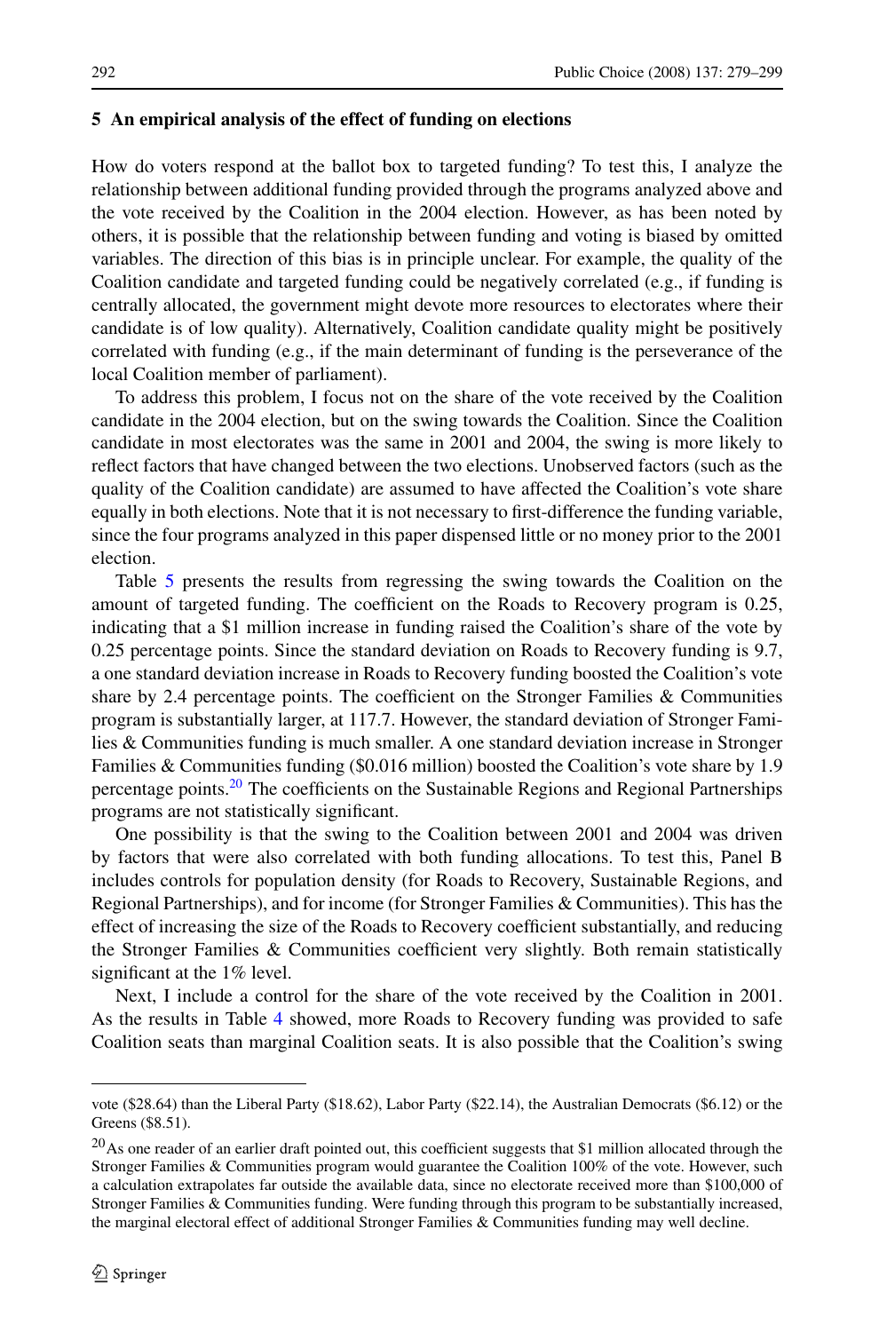## 5 An empirical analysis of the effect of funding on elections

How do voters respond at the ballot box to targeted funding? To test this, I analyze the relationship between additional funding provided through the programs analyzed above and the vote received by the Coalition in the 2004 election. However, as has been noted by others, it is possible that the relationship between funding and voting is biased by omitted variables. The direction of this bias is in principle unclear. For example, the quality of the Coalition candidate and targeted funding could be negatively correlated (e.g., if funding is centrally allocated, the government might devote more resources to electorates where their candidate is of low quality). Alternatively, Coalition candidate quality might be positively correlated with funding (e.g., if the main determinant of funding is the perseverance of the local Coalition member of parliament).

To address this problem, I focus not on the share of the vote received by the Coalition candidate in the 2004 election, but on the swing towards the Coalition. Since the Coalition candidate in most electorates was the same in 2001 and 2004, the swing is more likely to reflect factors that have changed between the two elections. Unobserved factors (such as the quality of the Coalition candidate) are assumed to have affected the Coalition's vote share equally in both elections. Note that it is not necessary to first-difference the funding variable, since the four programs analyzed in this paper dispensed little or no money prior to the 2001 election.

Table 5 presents the results from regressing the swing towards the Coalition on the amount of targeted funding. The coefficient on the Roads to Recovery program is 0.25, indicating that a $1 million increase in funding raised the Coalition's share of the vote by 0.25 percentage points. Since the standard deviation on Roads to Recovery funding is 9.7, a one standard deviation increase in Roads to Recovery funding boosted the Coalition's vote share by 2.4 percentage points. The coefficient on the Stronger Families & Communities program is substantially larger, at 117.7. However, the standard deviation of Stronger Families & Communities funding is much smaller. A one standard deviation increase in Stronger Families & Communities funding ($0.016 million) boosted the Coalition's vote share by 1.9 percentage points.[20] The coefficients on the Sustainable Regions and Regional Partnerships programs are not statistically significant.

One possibility is that the swing to the Coalition between 2001 and 2004 was driven by factors that were also correlated with both funding allocations. To test this, Panel B includes controls for population density (for Roads to Recovery, Sustainable Regions, and Regional Partnerships), and for income (for Stronger Families & Communities). This has the effect of increasing the size of the Roads to Recovery coefficient substantially, and reducing the Stronger Families & Communities coefficient very slightly. Both remain statistically significant at the 1% level.

Next, I include a control for the share of the vote received by the Coalition in 2001. As the results in Table 4 showed, more Roads to Recovery funding was provided to safe Coalition seats than marginal Coalition seats. It is also possible that the Coalition's swing

---

vote ($28.64) than the Liberal Party ($18.62), Labor Party ($22.14), the Australian Democrats ($6.12) or the Greens ($8.51).

[20] As one reader of an earlier draft pointed out, this coefficient suggests that $1 million allocated through the Stronger Families & Communities program would guarantee the Coalition 100% of the vote. However, such a calculation extrapolates far outside the available data, since no electorate received more than $100,000 of Stronger Families & Communities funding. Were funding through this program to be substantially increased, the marginal electoral effect of additional Stronger Families & Communities funding may well decline.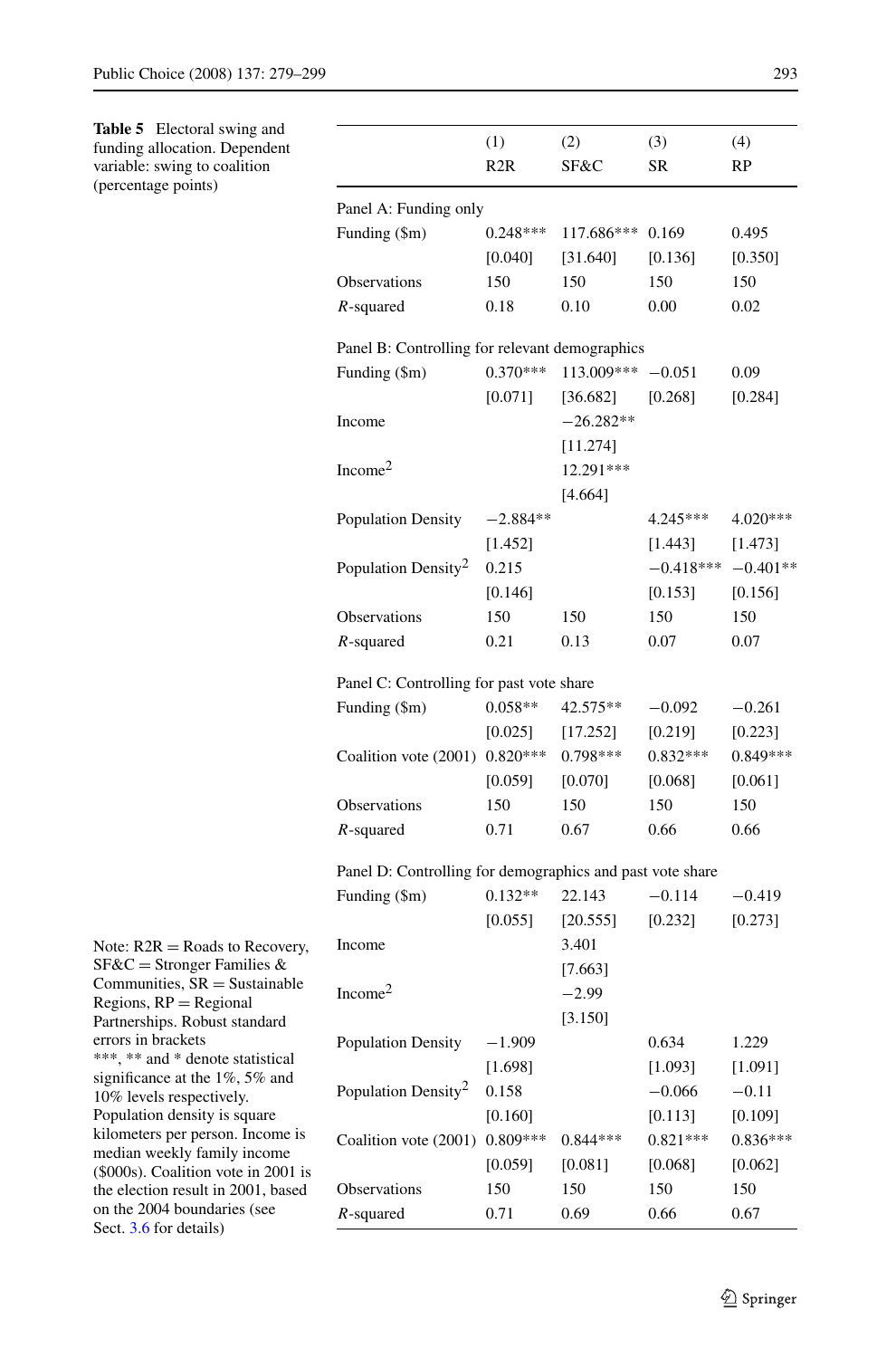**Table 5** Electoral swing and funding allocation. Dependent variable: swing to coalition (percentage points)

| | (1) R2R | (2) SF&C | (3) SR | (4) RP |
|---|---|---|---|---|
| *Panel A: Funding only* | | | | |
| Funding ($m) | 0.248*** | 117.686*** | 0.169 | 0.495 |
| | [0.040] | [31.640] | [0.136] | [0.350] |
| Observations | 150 | 150 | 150 | 150 |
| $R$-squared | 0.18 | 0.10 | 0.00 | 0.02 |
| *Panel B: Controlling for relevant demographics* | | | | |
| Funding ($m) | 0.370*** | 113.009*** | −0.051 | 0.09 |
| | [0.071] | [36.682] | [0.268] | [0.284] |
| Income | | −26.282** | | |
| | | [11.274] | | |
| Income$^2$ | | 12.291*** | | |
| | | [4.664] | | |
| Population Density | −2.884** | | 4.245*** | 4.020*** |
| | [1.452] | | [1.443] | [1.473] |
| Population Density$^2$ | 0.215 | | −0.418*** | −0.401** |
| | [0.146] | | [0.153] | [0.156] |
| Observations | 150 | 150 | 150 | 150 |
| $R$-squared | 0.21 | 0.13 | 0.07 | 0.07 |
| *Panel C: Controlling for past vote share* | | | | |
| Funding ($m) | 0.058** | 42.575** | −0.092 | −0.261 |
| | [0.025] | [17.252] | [0.219] | [0.223] |
| Coalition vote (2001) | 0.820*** | 0.798*** | 0.832*** | 0.849*** |
| | [0.059] | [0.070] | [0.068] | [0.061] |
| Observations | 150 | 150 | 150 | 150 |
| $R$-squared | 0.71 | 0.67 | 0.66 | 0.66 |
| *Panel D: Controlling for demographics and past vote share* | | | | |
| Funding ($m) | 0.132** | 22.143 | −0.114 | −0.419 |
| | [0.055] | [20.555] | [0.232] | [0.273] |
| Income | | 3.401 | | |
| | | [7.663] | | |
| Income$^2$ | | −2.99 | | |
| | | [3.150] | | |
| Population Density | −1.909 | | 0.634 | 1.229 |
| | [1.698] | | [1.093] | [1.091] |
| Population Density$^2$ | 0.158 | | −0.066 | −0.11 |
| | [0.160] | | [0.113] | [0.109] |
| Coalition vote (2001) | 0.809*** | 0.844*** | 0.821*** | 0.836*** |
| | [0.059] | [0.081] | [0.068] | [0.062] |
| Observations | 150 | 150 | 150 | 150 |
| $R$-squared | 0.71 | 0.69 | 0.66 | 0.67 |

Note: R2R = Roads to Recovery, SF&C = Stronger Families & Communities, SR = Sustainable Regions, RP = Regional Partnerships. Robust standard errors in brackets

***, ** and * denote statistical significance at the 1%, 5% and 10% levels respectively. Population density is square kilometers per person. Income is median weekly family income ($000s). Coalition vote in 2001 is the election result in 2001, based on the 2004 boundaries (see Sect. 3.6 for details)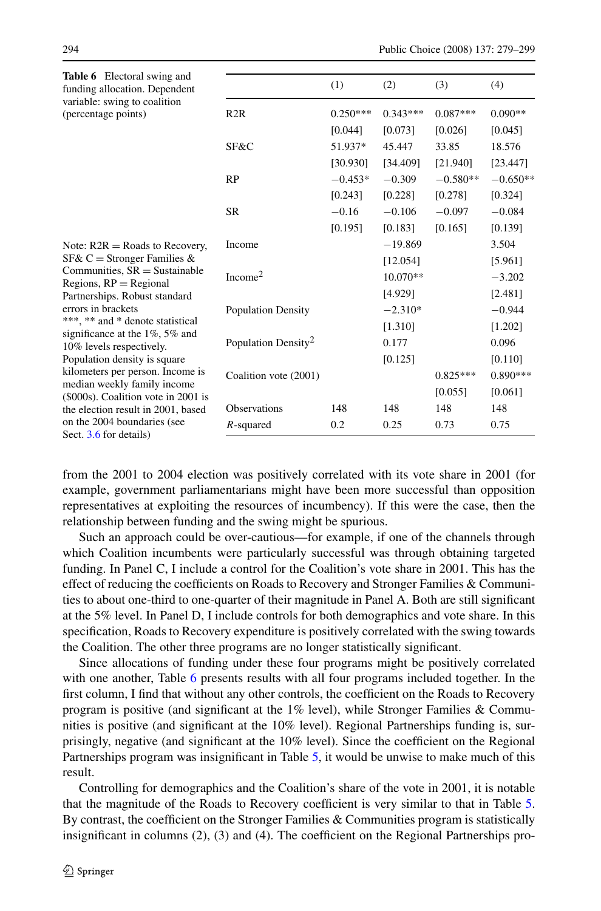**Table 6** Electoral swing and funding allocation. Dependent variable: swing to coalition (percentage points)

| | (1) | (2) | (3) | (4) |
|---|---|---|---|---|
| R2R | 0.250*** | 0.343*** | 0.087*** | 0.090** |
| | [0.044] | [0.073] | [0.026] | [0.045] |
| SF&C | 51.937* | 45.447 | 33.85 | 18.576 |
| | [30.930] | [34.409] | [21.940] | [23.447] |
| RP | −0.453* | −0.309 | −0.580** | −0.650** |
| | [0.243] | [0.228] | [0.278] | [0.324] |
| SR | −0.16 | −0.106 | −0.097 | −0.084 |
| | [0.195] | [0.183] | [0.165] | [0.139] |
| Income | | −19.869 | | 3.504 |
| | | [12.054] | | [5.961] |
| Income$^2$ | | 10.070** | | −3.202 |
| | | [4.929] | | [2.481] |
| Population Density | | −2.310* | | −0.944 |
| | | [1.310] | | [1.202] |
| Population Density$^2$ | | 0.177 | | 0.096 |
| | | [0.125] | | [0.110] |
| Coalition vote (2001) | | | 0.825*** | 0.890*** |
| | | | [0.055] | [0.061] |
| Observations | 148 | 148 | 148 | 148 |
| *R*-squared | 0.2 | 0.25 | 0.73 | 0.75 |

Note: R2R = Roads to Recovery, SF& C = Stronger Families & Communities, SR = Sustainable Regions, RP = Regional Partnerships. Robust standard errors in brackets
***, ** and * denote statistical significance at the 1%, 5% and 10% levels respectively. Population density is square kilometers per person. Income is median weekly family income ($000s). Coalition vote in 2001 is the election result in 2001, based on the 2004 boundaries (see Sect. 3.6 for details)

from the 2001 to 2004 election was positively correlated with its vote share in 2001 (for example, government parliamentarians might have been more successful than opposition representatives at exploiting the resources of incumbency). If this were the case, then the relationship between funding and the swing might be spurious.

Such an approach could be over-cautious—for example, if one of the channels through which Coalition incumbents were particularly successful was through obtaining targeted funding. In Panel C, I include a control for the Coalition's vote share in 2001. This has the effect of reducing the coefficients on Roads to Recovery and Stronger Families & Communities to about one-third to one-quarter of their magnitude in Panel A. Both are still significant at the 5% level. In Panel D, I include controls for both demographics and vote share. In this specification, Roads to Recovery expenditure is positively correlated with the swing towards the Coalition. The other three programs are no longer statistically significant.

Since allocations of funding under these four programs might be positively correlated with one another, Table 6 presents results with all four programs included together. In the first column, I find that without any other controls, the coefficient on the Roads to Recovery program is positive (and significant at the 1% level), while Stronger Families & Communities is positive (and significant at the 10% level). Regional Partnerships funding is, surprisingly, negative (and significant at the 10% level). Since the coefficient on the Regional Partnerships program was insignificant in Table 5, it would be unwise to make much of this result.

Controlling for demographics and the Coalition's share of the vote in 2001, it is notable that the magnitude of the Roads to Recovery coefficient is very similar to that in Table 5. By contrast, the coefficient on the Stronger Families & Communities program is statistically insignificant in columns (2), (3) and (4). The coefficient on the Regional Partnerships pro-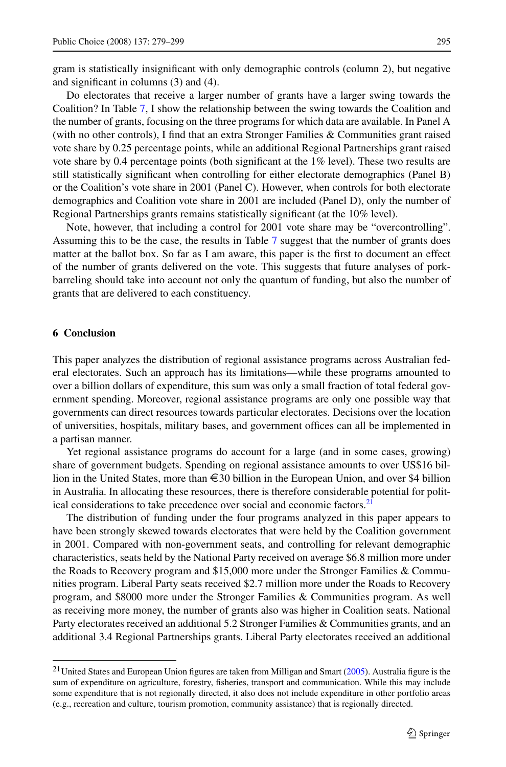gram is statistically insignificant with only demographic controls (column 2), but negative and significant in columns (3) and (4).

Do electorates that receive a larger number of grants have a larger swing towards the Coalition? In Table 7, I show the relationship between the swing towards the Coalition and the number of grants, focusing on the three programs for which data are available. In Panel A (with no other controls), I find that an extra Stronger Families & Communities grant raised vote share by 0.25 percentage points, while an additional Regional Partnerships grant raised vote share by 0.4 percentage points (both significant at the 1% level). These two results are still statistically significant when controlling for either electorate demographics (Panel B) or the Coalition's vote share in 2001 (Panel C). However, when controls for both electorate demographics and Coalition vote share in 2001 are included (Panel D), only the number of Regional Partnerships grants remains statistically significant (at the 10% level).

Note, however, that including a control for 2001 vote share may be "overcontrolling". Assuming this to be the case, the results in Table 7 suggest that the number of grants does matter at the ballot box. So far as I am aware, this paper is the first to document an effect of the number of grants delivered on the vote. This suggests that future analyses of pork-barreling should take into account not only the quantum of funding, but also the number of grants that are delivered to each constituency.

## 6 Conclusion

This paper analyzes the distribution of regional assistance programs across Australian federal electorates. Such an approach has its limitations—while these programs amounted to over a billion dollars of expenditure, this sum was only a small fraction of total federal government spending. Moreover, regional assistance programs are only one possible way that governments can direct resources towards particular electorates. Decisions over the location of universities, hospitals, military bases, and government offices can all be implemented in a partisan manner.

Yet regional assistance programs do account for a large (and in some cases, growing) share of government budgets. Spending on regional assistance amounts to over US$16 billion in the United States, more than €30 billion in the European Union, and over $4 billion in Australia. In allocating these resources, there is therefore considerable potential for political considerations to take precedence over social and economic factors.[21]

The distribution of funding under the four programs analyzed in this paper appears to have been strongly skewed towards electorates that were held by the Coalition government in 2001. Compared with non-government seats, and controlling for relevant demographic characteristics, seats held by the National Party received on average $6.8 million more under the Roads to Recovery program and $15,000 more under the Stronger Families & Communities program. Liberal Party seats received $2.7 million more under the Roads to Recovery program, and $8000 more under the Stronger Families & Communities program. As well as receiving more money, the number of grants also was higher in Coalition seats. National Party electorates received an additional 5.2 Stronger Families & Communities grants, and an additional 3.4 Regional Partnerships grants. Liberal Party electorates received an additional

[21] United States and European Union figures are taken from Milligan and Smart (2005). Australia figure is the sum of expenditure on agriculture, forestry, fisheries, transport and communication. While this may include some expenditure that is not regionally directed, it also does not include expenditure in other portfolio areas (e.g., recreation and culture, tourism promotion, community assistance) that is regionally directed.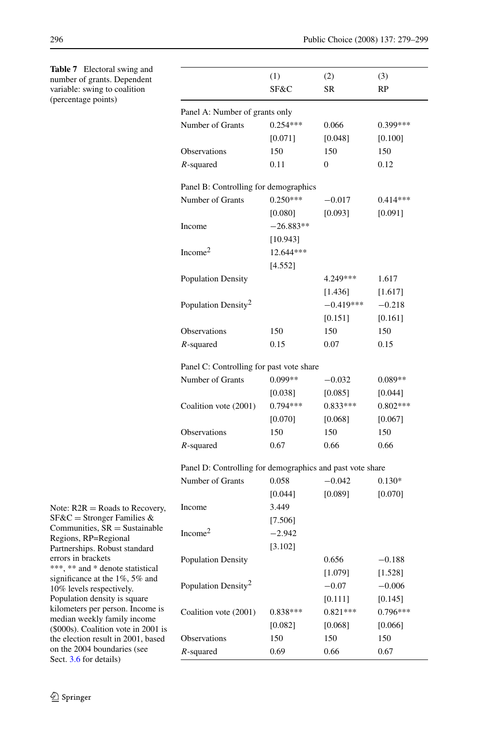**Table 7** Electoral swing and number of grants. Dependent variable: swing to coalition (percentage points)

| | (1) SF&C | (2) SR | (3) RP |
|---|---|---|---|
| Panel A: Number of grants only | | | |
| Number of Grants | 0.254*** | 0.066 | 0.399*** |
| | [0.071] | [0.048] | [0.100] |
| Observations | 150 | 150 | 150 |
| $R$-squared | 0.11 | 0 | 0.12 |
| Panel B: Controlling for demographics | | | |
| Number of Grants | 0.250*** | −0.017 | 0.414*** |
| | [0.080] | [0.093] | [0.091] |
| Income | −26.883** | | |
| | [10.943] | | |
| $\text{Income}^2$ | 12.644*** | | |
| | [4.552] | | |
| Population Density | | 4.249*** | 1.617 |
| | | [1.436] | [1.617] |
| $\text{Population Density}^2$ | | −0.419*** | −0.218 |
| | | [0.151] | [0.161] |
| Observations | 150 | 150 | 150 |
| $R$-squared | 0.15 | 0.07 | 0.15 |
| Panel C: Controlling for past vote share | | | |
| Number of Grants | 0.099** | −0.032 | 0.089** |
| | [0.038] | [0.085] | [0.044] |
| Coalition vote (2001) | 0.794*** | 0.833*** | 0.802*** |
| | [0.070] | [0.068] | [0.067] |
| Observations | 150 | 150 | 150 |
| $R$-squared | 0.67 | 0.66 | 0.66 |
| Panel D: Controlling for demographics and past vote share | | | |
| Number of Grants | 0.058 | −0.042 | 0.130* |
| | [0.044] | [0.089] | [0.070] |
| Income | 3.449 | | |
| | [7.506] | | |
| $\text{Income}^2$ | −2.942 | | |
| | [3.102] | | |
| Population Density | | 0.656 | −0.188 |
| | | [1.079] | [1.528] |
| $\text{Population Density}^2$ | | −0.07 | −0.006 |
| | | [0.111] | [0.145] |
| Coalition vote (2001) | 0.838*** | 0.821*** | 0.796*** |
| | [0.082] | [0.068] | [0.066] |
| Observations | 150 | 150 | 150 |
| $R$-squared | 0.69 | 0.66 | 0.67 |

Note: R2R = Roads to Recovery, SF&C = Stronger Families & Communities, SR = Sustainable Regions, RP=Regional Partnerships. Robust standard errors in brackets
***, ** and * denote statistical significance at the 1%, 5% and 10% levels respectively. Population density is square kilometers per person. Income is median weekly family income ($000s). Coalition vote in 2001 is the election result in 2001, based on the 2004 boundaries (see Sect. 3.6 for details)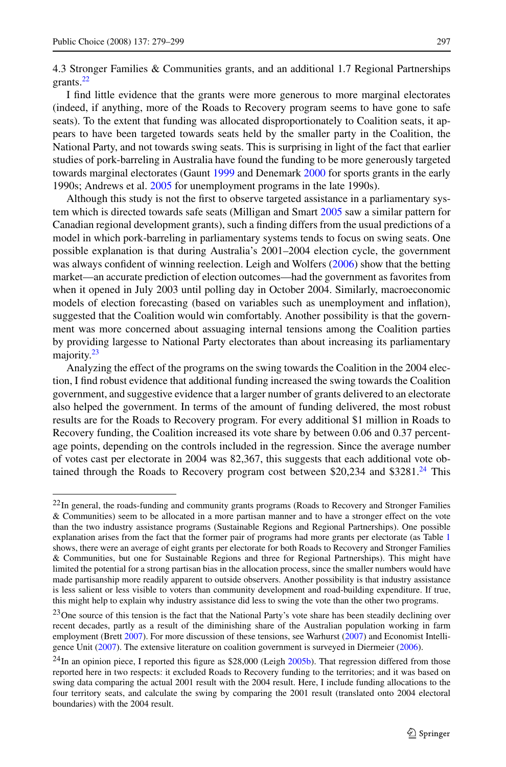4.3 Stronger Families & Communities grants, and an additional 1.7 Regional Partnerships grants.[22]

I find little evidence that the grants were more generous to more marginal electorates (indeed, if anything, more of the Roads to Recovery program seems to have gone to safe seats). To the extent that funding was allocated disproportionately to Coalition seats, it appears to have been targeted towards seats held by the smaller party in the Coalition, the National Party, and not towards swing seats. This is surprising in light of the fact that earlier studies of pork-barreling in Australia have found the funding to be more generously targeted towards marginal electorates (Gaunt 1999 and Denemark 2000 for sports grants in the early 1990s; Andrews et al. 2005 for unemployment programs in the late 1990s).

Although this study is not the first to observe targeted assistance in a parliamentary system which is directed towards safe seats (Milligan and Smart 2005 saw a similar pattern for Canadian regional development grants), such a finding differs from the usual predictions of a model in which pork-barreling in parliamentary systems tends to focus on swing seats. One possible explanation is that during Australia's 2001–2004 election cycle, the government was always confident of winning reelection. Leigh and Wolfers (2006) show that the betting market—an accurate prediction of election outcomes—had the government as favorites from when it opened in July 2003 until polling day in October 2004. Similarly, macroeconomic models of election forecasting (based on variables such as unemployment and inflation), suggested that the Coalition would win comfortably. Another possibility is that the government was more concerned about assuaging internal tensions among the Coalition parties by providing largesse to National Party electorates than about increasing its parliamentary majority.[23]

Analyzing the effect of the programs on the swing towards the Coalition in the 2004 election, I find robust evidence that additional funding increased the swing towards the Coalition government, and suggestive evidence that a larger number of grants delivered to an electorate also helped the government. In terms of the amount of funding delivered, the most robust results are for the Roads to Recovery program. For every additional $1 million in Roads to Recovery funding, the Coalition increased its vote share by between 0.06 and 0.37 percentage points, depending on the controls included in the regression. Since the average number of votes cast per electorate in 2004 was 82,367, this suggests that each additional vote obtained through the Roads to Recovery program cost between $20,234 and $3281.[24] This

---

[22] In general, the roads-funding and community grants programs (Roads to Recovery and Stronger Families & Communities) seem to be allocated in a more partisan manner and to have a stronger effect on the vote than the two industry assistance programs (Sustainable Regions and Regional Partnerships). One possible explanation arises from the fact that the former pair of programs had more grants per electorate (as Table 1 shows, there were an average of eight grants per electorate for both Roads to Recovery and Stronger Families & Communities, but one for Sustainable Regions and three for Regional Partnerships). This might have limited the potential for a strong partisan bias in the allocation process, since the smaller numbers would have made partisanship more readily apparent to outside observers. Another possibility is that industry assistance is less salient or less visible to voters than community development and road-building expenditure. If true, this might help to explain why industry assistance did less to swing the vote than the other two programs.

[23] One source of this tension is the fact that the National Party's vote share has been steadily declining over recent decades, partly as a result of the diminishing share of the Australian population working in farm employment (Brett 2007). For more discussion of these tensions, see Warhurst (2007) and Economist Intelligence Unit (2007). The extensive literature on coalition government is surveyed in Diermeier (2006).

[24] In an opinion piece, I reported this figure as $28,000 (Leigh 2005b). That regression differed from those reported here in two respects: it excluded Roads to Recovery funding to the territories; and it was based on swing data comparing the actual 2001 result with the 2004 result. Here, I include funding allocations to the four territory seats, and calculate the swing by comparing the 2001 result (translated onto 2004 electoral boundaries) with the 2004 result.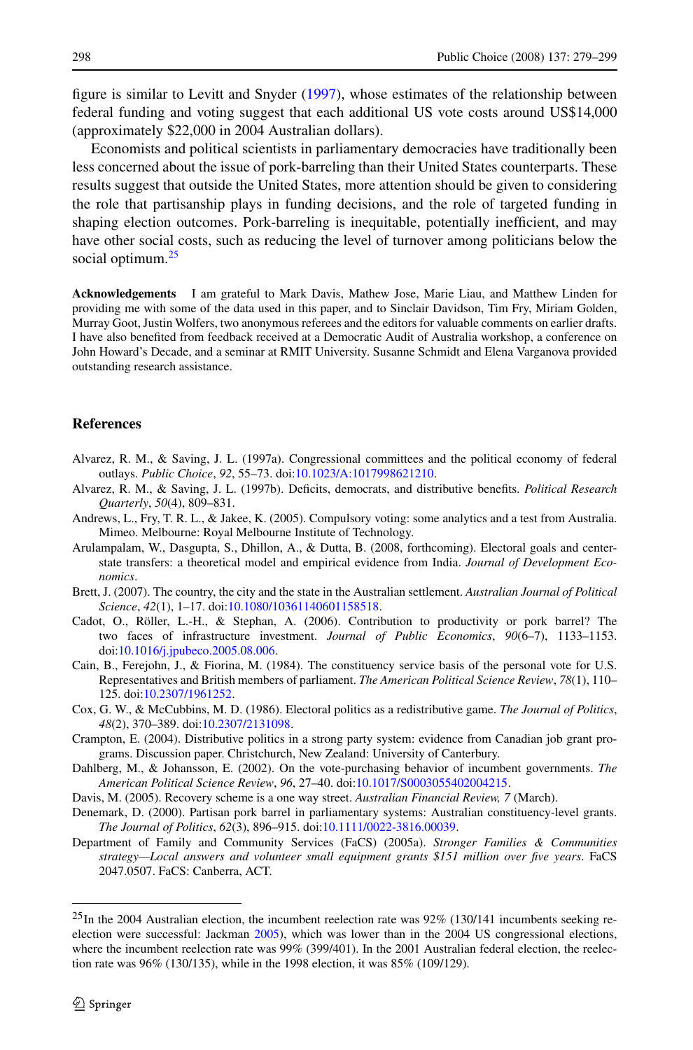figure is similar to Levitt and Snyder (1997), whose estimates of the relationship between federal funding and voting suggest that each additional US vote costs around US$14,000 (approximately $22,000 in 2004 Australian dollars).

Economists and political scientists in parliamentary democracies have traditionally been less concerned about the issue of pork-barreling than their United States counterparts. These results suggest that outside the United States, more attention should be given to considering the role that partisanship plays in funding decisions, and the role of targeted funding in shaping election outcomes. Pork-barreling is inequitable, potentially inefficient, and may have other social costs, such as reducing the level of turnover among politicians below the social optimum.[25]

**Acknowledgements** I am grateful to Mark Davis, Mathew Jose, Marie Liau, and Matthew Linden for providing me with some of the data used in this paper, and to Sinclair Davidson, Tim Fry, Miriam Golden, Murray Goot, Justin Wolfers, two anonymous referees and the editors for valuable comments on earlier drafts. I have also benefited from feedback received at a Democratic Audit of Australia workshop, a conference on John Howard's Decade, and a seminar at RMIT University. Susanne Schmidt and Elena Varganova provided outstanding research assistance.

## References

Alvarez, R. M., & Saving, J. L. (1997a). Congressional committees and the political economy of federal outlays. *Public Choice*, *92*, 55–73. doi:10.1023/A:1017998621210.

Alvarez, R. M., & Saving, J. L. (1997b). Deficits, democrats, and distributive benefits. *Political Research Quarterly*, *50*(4), 809–831.

Andrews, L., Fry, T. R. L., & Jakee, K. (2005). Compulsory voting: some analytics and a test from Australia. Mimeo. Melbourne: Royal Melbourne Institute of Technology.

Arulampalam, W., Dasgupta, S., Dhillon, A., & Dutta, B. (2008, forthcoming). Electoral goals and center-state transfers: a theoretical model and empirical evidence from India. *Journal of Development Economics*.

Brett, J. (2007). The country, the city and the state in the Australian settlement. *Australian Journal of Political Science*, *42*(1), 1–17. doi:10.1080/10361140601158518.

Cadot, O., Röller, L.-H., & Stephan, A. (2006). Contribution to productivity or pork barrel? The two faces of infrastructure investment. *Journal of Public Economics*, *90*(6–7), 1133–1153. doi:10.1016/j.jpubeco.2005.08.006.

Cain, B., Ferejohn, J., & Fiorina, M. (1984). The constituency service basis of the personal vote for U.S. Representatives and British members of parliament. *The American Political Science Review*, *78*(1), 110–125. doi:10.2307/1961252.

Cox, G. W., & McCubbins, M. D. (1986). Electoral politics as a redistributive game. *The Journal of Politics*, *48*(2), 370–389. doi:10.2307/2131098.

Crampton, E. (2004). Distributive politics in a strong party system: evidence from Canadian job grant programs. Discussion paper. Christchurch, New Zealand: University of Canterbury.

Dahlberg, M., & Johansson, E. (2002). On the vote-purchasing behavior of incumbent governments. *The American Political Science Review*, *96*, 27–40. doi:10.1017/S0003055402004215.

Davis, M. (2005). Recovery scheme is a one way street. *Australian Financial Review, 7* (March).

Denemark, D. (2000). Partisan pork barrel in parliamentary systems: Australian constituency-level grants. *The Journal of Politics*, *62*(3), 896–915. doi:10.1111/0022-3816.00039.

Department of Family and Community Services (FaCS) (2005a). *Stronger Families & Communities strategy—Local answers and volunteer small equipment grants $151 million over five years*. FaCS 2047.0507. FaCS: Canberra, ACT.

[25] In the 2004 Australian election, the incumbent reelection rate was 92% (130/141 incumbents seeking re-election were successful: Jackman 2005), which was lower than in the 2004 US congressional elections, where the incumbent reelection rate was 99% (399/401). In the 2001 Australian federal election, the reelection rate was 96% (130/135), while in the 1998 election, it was 85% (109/129).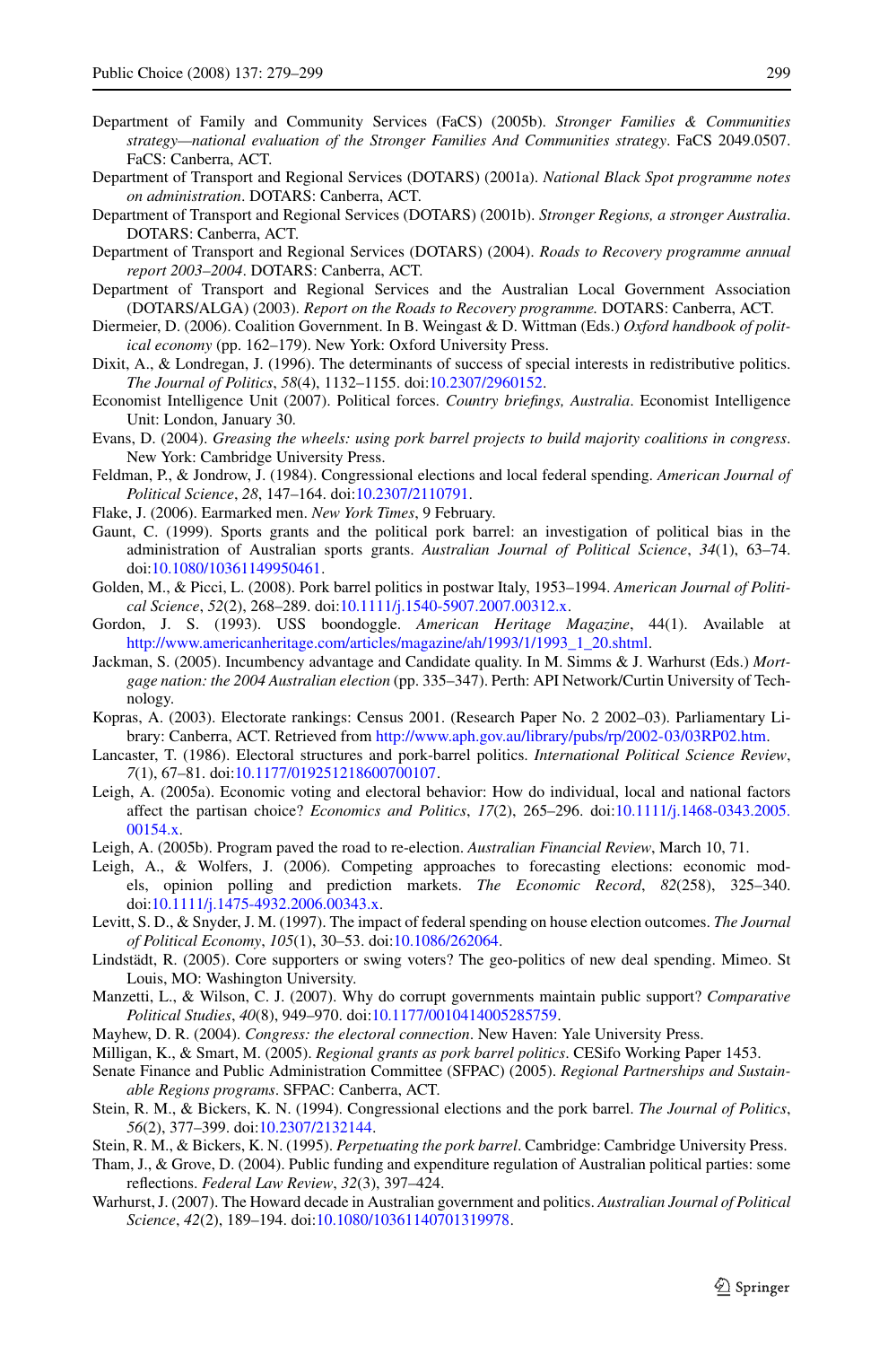Department of Family and Community Services (FaCS) (2005b). *Stronger Families & Communities strategy—national evaluation of the Stronger Families And Communities strategy*. FaCS 2049.0507. FaCS: Canberra, ACT.

Department of Transport and Regional Services (DOTARS) (2001a). *National Black Spot programme notes on administration*. DOTARS: Canberra, ACT.

Department of Transport and Regional Services (DOTARS) (2001b). *Stronger Regions, a stronger Australia*. DOTARS: Canberra, ACT.

Department of Transport and Regional Services (DOTARS) (2004). *Roads to Recovery programme annual report 2003–2004*. DOTARS: Canberra, ACT.

Department of Transport and Regional Services and the Australian Local Government Association (DOTARS/ALGA) (2003). *Report on the Roads to Recovery programme.* DOTARS: Canberra, ACT.

Diermeier, D. (2006). Coalition Government. In B. Weingast & D. Wittman (Eds.) *Oxford handbook of political economy* (pp. 162–179). New York: Oxford University Press.

Dixit, A., & Londregan, J. (1996). The determinants of success of special interests in redistributive politics. *The Journal of Politics*, *58*(4), 1132–1155. doi:10.2307/2960152.

Economist Intelligence Unit (2007). Political forces. *Country briefings, Australia*. Economist Intelligence Unit: London, January 30.

Evans, D. (2004). *Greasing the wheels: using pork barrel projects to build majority coalitions in congress*. New York: Cambridge University Press.

Feldman, P., & Jondrow, J. (1984). Congressional elections and local federal spending. *American Journal of Political Science*, *28*, 147–164. doi:10.2307/2110791.

Flake, J. (2006). Earmarked men. *New York Times*, 9 February.

Gaunt, C. (1999). Sports grants and the political pork barrel: an investigation of political bias in the administration of Australian sports grants. *Australian Journal of Political Science*, *34*(1), 63–74. doi:10.1080/10361149950461.

Golden, M., & Picci, L. (2008). Pork barrel politics in postwar Italy, 1953–1994. *American Journal of Political Science*, *52*(2), 268–289. doi:10.1111/j.1540-5907.2007.00312.x.

Gordon, J. S. (1993). USS boondoggle. *American Heritage Magazine*, 44(1). Available at http://www.americanheritage.com/articles/magazine/ah/1993/1/1993_1_20.shtml.

Jackman, S. (2005). Incumbency advantage and Candidate quality. In M. Simms & J. Warhurst (Eds.) *Mortgage nation: the 2004 Australian election* (pp. 335–347). Perth: API Network/Curtin University of Technology.

Kopras, A. (2003). Electorate rankings: Census 2001. (Research Paper No. 2 2002–03). Parliamentary Library: Canberra, ACT. Retrieved from http://www.aph.gov.au/library/pubs/rp/2002-03/03RP02.htm.

Lancaster, T. (1986). Electoral structures and pork-barrel politics. *International Political Science Review*, *7*(1), 67–81. doi:10.1177/019251218600700107.

Leigh, A. (2005a). Economic voting and electoral behavior: How do individual, local and national factors affect the partisan choice? *Economics and Politics*, *17*(2), 265–296. doi:10.1111/j.1468-0343.2005.00154.x.

Leigh, A. (2005b). Program paved the road to re-election. *Australian Financial Review*, March 10, 71.

Leigh, A., & Wolfers, J. (2006). Competing approaches to forecasting elections: economic models, opinion polling and prediction markets. *The Economic Record*, *82*(258), 325–340. doi:10.1111/j.1475-4932.2006.00343.x.

Levitt, S. D., & Snyder, J. M. (1997). The impact of federal spending on house election outcomes. *The Journal of Political Economy*, *105*(1), 30–53. doi:10.1086/262064.

Lindstädt, R. (2005). Core supporters or swing voters? The geo-politics of new deal spending. Mimeo. St Louis, MO: Washington University.

Manzetti, L., & Wilson, C. J. (2007). Why do corrupt governments maintain public support? *Comparative Political Studies*, *40*(8), 949–970. doi:10.1177/0010414005285759.

Mayhew, D. R. (2004). *Congress: the electoral connection*. New Haven: Yale University Press.

Milligan, K., & Smart, M. (2005). *Regional grants as pork barrel politics*. CESifo Working Paper 1453.

Senate Finance and Public Administration Committee (SFPAC) (2005). *Regional Partnerships and Sustainable Regions programs*. SFPAC: Canberra, ACT.

Stein, R. M., & Bickers, K. N. (1994). Congressional elections and the pork barrel. *The Journal of Politics*, *56*(2), 377–399. doi:10.2307/2132144.

Stein, R. M., & Bickers, K. N. (1995). *Perpetuating the pork barrel*. Cambridge: Cambridge University Press.

Tham, J., & Grove, D. (2004). Public funding and expenditure regulation of Australian political parties: some reflections. *Federal Law Review*, *32*(3), 397–424.

Warhurst, J. (2007). The Howard decade in Australian government and politics. *Australian Journal of Political Science*, *42*(2), 189–194. doi:10.1080/10361140701319978.